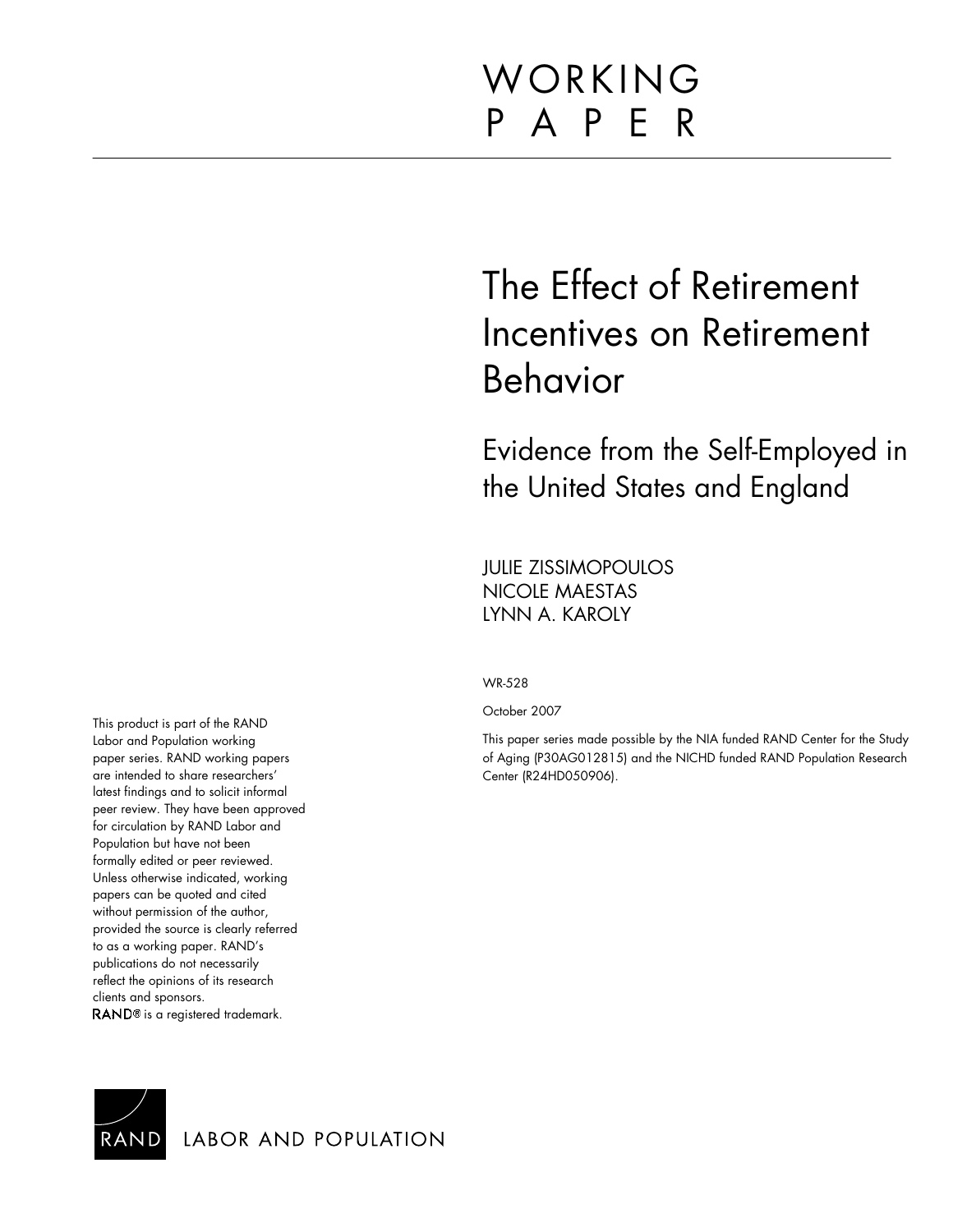# WORKING PAPER

# The Effect of Retirement Incentives on Retirement Behavior

## Evidence from the Self-Employed in the United States and England

JULIE ZISSIMOPOULOS
NICOLE MAESTAS
LYNN A. KAROLY

WR-528

October 2007

This paper series made possible by the NIA funded RAND Center for the Study of Aging (P30AG012815) and the NICHD funded RAND Population Research Center (R24HD050906).

This product is part of the RAND Labor and Population working paper series. RAND working papers are intended to share researchers' latest findings and to solicit informal peer review. They have been approved for circulation by RAND Labor and Population but have not been formally edited or peer reviewed. Unless otherwise indicated, working papers can be quoted and cited without permission of the author, provided the source is clearly referred to as a working paper. RAND's publications do not necessarily reflect the opinions of its research clients and sponsors. RAND® is a registered trademark.

RAND LABOR AND POPULATION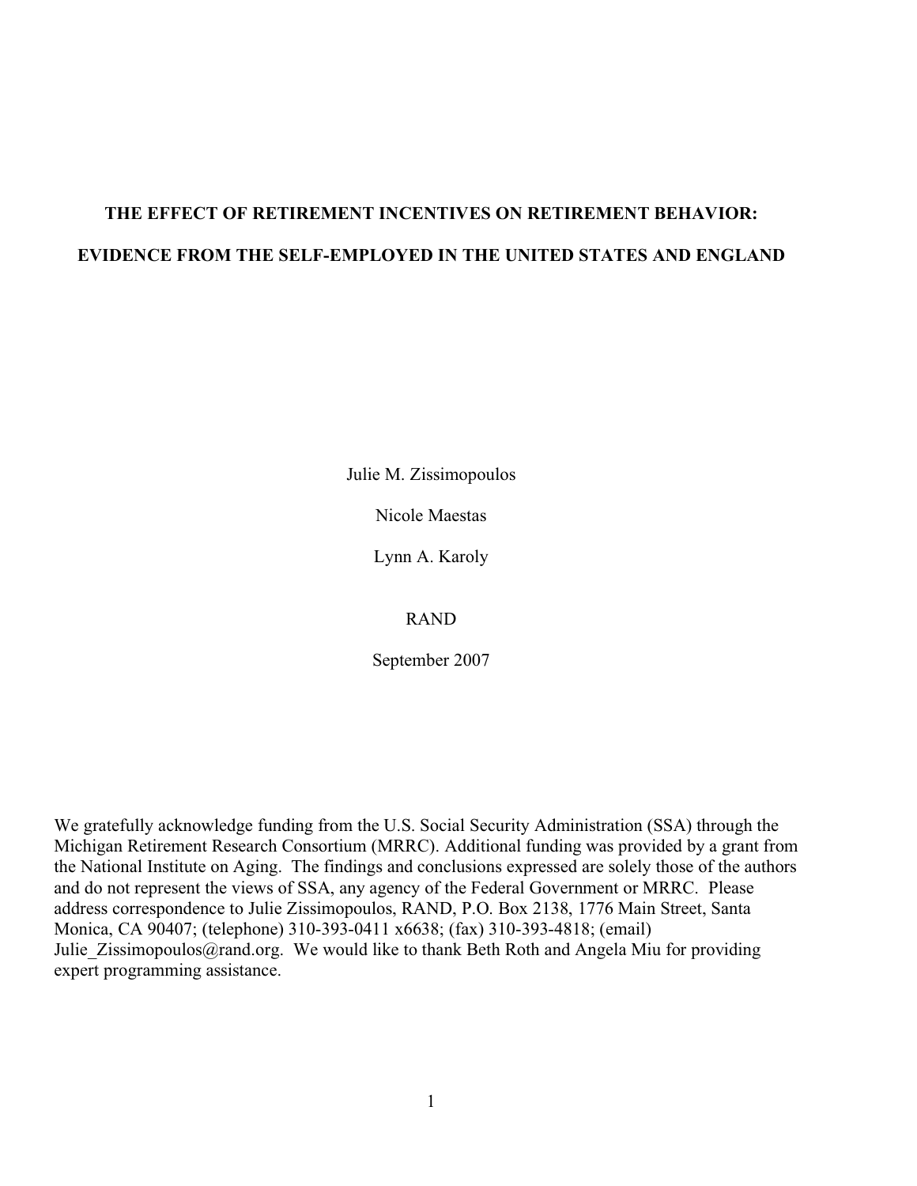# THE EFFECT OF RETIREMENT INCENTIVES ON RETIREMENT BEHAVIOR:

# EVIDENCE FROM THE SELF-EMPLOYED IN THE UNITED STATES AND ENGLAND

Julie M. Zissimopoulos

Nicole Maestas

Lynn A. Karoly

RAND

September 2007

We gratefully acknowledge funding from the U.S. Social Security Administration (SSA) through the Michigan Retirement Research Consortium (MRRC). Additional funding was provided by a grant from the National Institute on Aging. The findings and conclusions expressed are solely those of the authors and do not represent the views of SSA, any agency of the Federal Government or MRRC. Please address correspondence to Julie Zissimopoulos, RAND, P.O. Box 2138, 1776 Main Street, Santa Monica, CA 90407; (telephone) 310-393-0411 x6638; (fax) 310-393-4818; (email) Julie_Zissimopoulos@rand.org. We would like to thank Beth Roth and Angela Miu for providing expert programming assistance.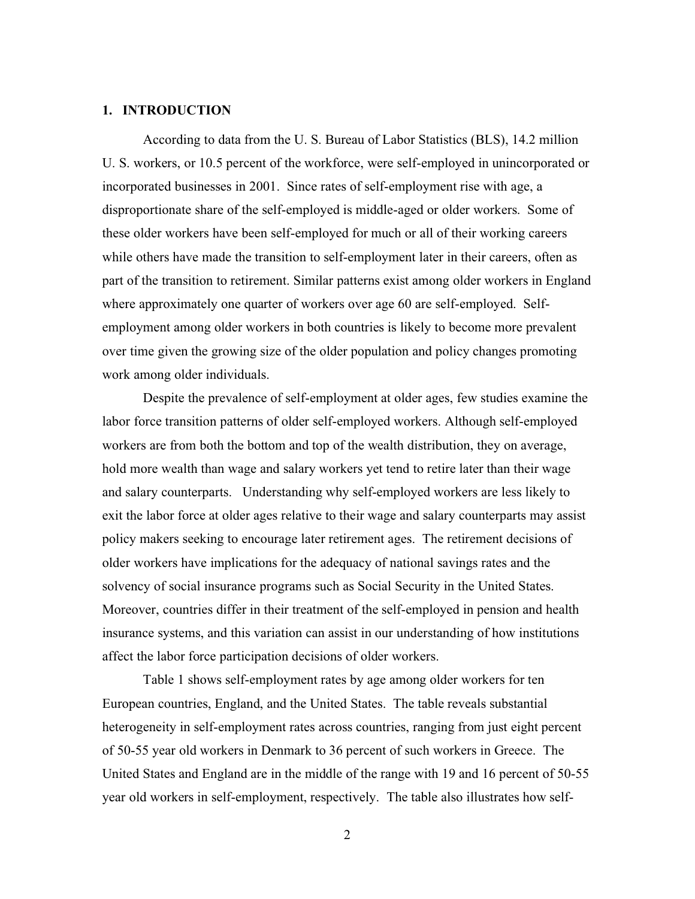## 1. INTRODUCTION

According to data from the U. S. Bureau of Labor Statistics (BLS), 14.2 million U. S. workers, or 10.5 percent of the workforce, were self-employed in unincorporated or incorporated businesses in 2001. Since rates of self-employment rise with age, a disproportionate share of the self-employed is middle-aged or older workers. Some of these older workers have been self-employed for much or all of their working careers while others have made the transition to self-employment later in their careers, often as part of the transition to retirement. Similar patterns exist among older workers in England where approximately one quarter of workers over age 60 are self-employed. Self-employment among older workers in both countries is likely to become more prevalent over time given the growing size of the older population and policy changes promoting work among older individuals.

Despite the prevalence of self-employment at older ages, few studies examine the labor force transition patterns of older self-employed workers. Although self-employed workers are from both the bottom and top of the wealth distribution, they on average, hold more wealth than wage and salary workers yet tend to retire later than their wage and salary counterparts. Understanding why self-employed workers are less likely to exit the labor force at older ages relative to their wage and salary counterparts may assist policy makers seeking to encourage later retirement ages. The retirement decisions of older workers have implications for the adequacy of national savings rates and the solvency of social insurance programs such as Social Security in the United States. Moreover, countries differ in their treatment of the self-employed in pension and health insurance systems, and this variation can assist in our understanding of how institutions affect the labor force participation decisions of older workers.

Table 1 shows self-employment rates by age among older workers for ten European countries, England, and the United States. The table reveals substantial heterogeneity in self-employment rates across countries, ranging from just eight percent of 50-55 year old workers in Denmark to 36 percent of such workers in Greece. The United States and England are in the middle of the range with 19 and 16 percent of 50-55 year old workers in self-employment, respectively. The table also illustrates how self-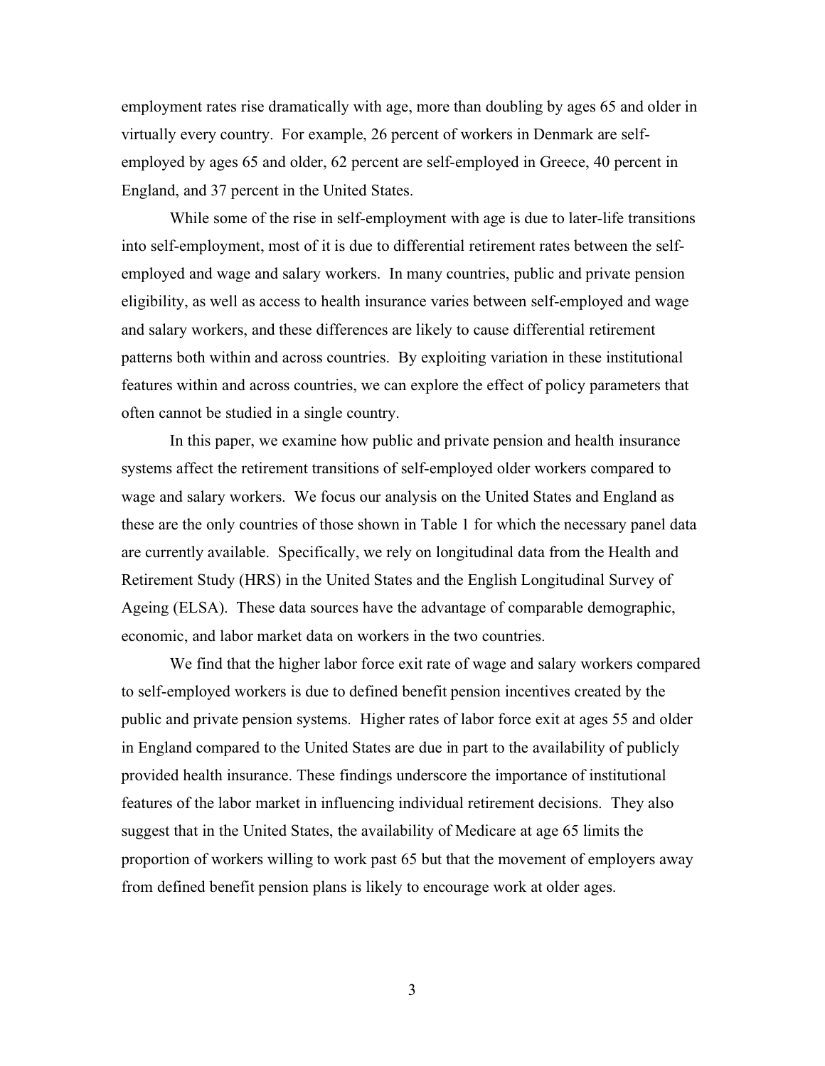employment rates rise dramatically with age, more than doubling by ages 65 and older in virtually every country. For example, 26 percent of workers in Denmark are self-employed by ages 65 and older, 62 percent are self-employed in Greece, 40 percent in England, and 37 percent in the United States.

While some of the rise in self-employment with age is due to later-life transitions into self-employment, most of it is due to differential retirement rates between the self-employed and wage and salary workers. In many countries, public and private pension eligibility, as well as access to health insurance varies between self-employed and wage and salary workers, and these differences are likely to cause differential retirement patterns both within and across countries. By exploiting variation in these institutional features within and across countries, we can explore the effect of policy parameters that often cannot be studied in a single country.

In this paper, we examine how public and private pension and health insurance systems affect the retirement transitions of self-employed older workers compared to wage and salary workers. We focus our analysis on the United States and England as these are the only countries of those shown in Table 1 for which the necessary panel data are currently available. Specifically, we rely on longitudinal data from the Health and Retirement Study (HRS) in the United States and the English Longitudinal Survey of Ageing (ELSA). These data sources have the advantage of comparable demographic, economic, and labor market data on workers in the two countries.

We find that the higher labor force exit rate of wage and salary workers compared to self-employed workers is due to defined benefit pension incentives created by the public and private pension systems. Higher rates of labor force exit at ages 55 and older in England compared to the United States are due in part to the availability of publicly provided health insurance. These findings underscore the importance of institutional features of the labor market in influencing individual retirement decisions. They also suggest that in the United States, the availability of Medicare at age 65 limits the proportion of workers willing to work past 65 but that the movement of employers away from defined benefit pension plans is likely to encourage work at older ages.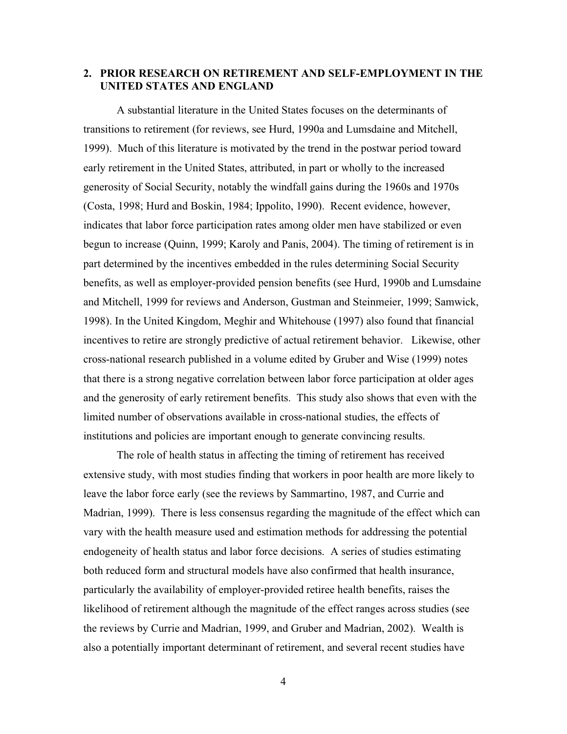## 2. PRIOR RESEARCH ON RETIREMENT AND SELF-EMPLOYMENT IN THE UNITED STATES AND ENGLAND

A substantial literature in the United States focuses on the determinants of transitions to retirement (for reviews, see Hurd, 1990a and Lumsdaine and Mitchell, 1999). Much of this literature is motivated by the trend in the postwar period toward early retirement in the United States, attributed, in part or wholly to the increased generosity of Social Security, notably the windfall gains during the 1960s and 1970s (Costa, 1998; Hurd and Boskin, 1984; Ippolito, 1990). Recent evidence, however, indicates that labor force participation rates among older men have stabilized or even begun to increase (Quinn, 1999; Karoly and Panis, 2004). The timing of retirement is in part determined by the incentives embedded in the rules determining Social Security benefits, as well as employer-provided pension benefits (see Hurd, 1990b and Lumsdaine and Mitchell, 1999 for reviews and Anderson, Gustman and Steinmeier, 1999; Samwick, 1998). In the United Kingdom, Meghir and Whitehouse (1997) also found that financial incentives to retire are strongly predictive of actual retirement behavior. Likewise, other cross-national research published in a volume edited by Gruber and Wise (1999) notes that there is a strong negative correlation between labor force participation at older ages and the generosity of early retirement benefits. This study also shows that even with the limited number of observations available in cross-national studies, the effects of institutions and policies are important enough to generate convincing results.

The role of health status in affecting the timing of retirement has received extensive study, with most studies finding that workers in poor health are more likely to leave the labor force early (see the reviews by Sammartino, 1987, and Currie and Madrian, 1999). There is less consensus regarding the magnitude of the effect which can vary with the health measure used and estimation methods for addressing the potential endogeneity of health status and labor force decisions. A series of studies estimating both reduced form and structural models have also confirmed that health insurance, particularly the availability of employer-provided retiree health benefits, raises the likelihood of retirement although the magnitude of the effect ranges across studies (see the reviews by Currie and Madrian, 1999, and Gruber and Madrian, 2002). Wealth is also a potentially important determinant of retirement, and several recent studies have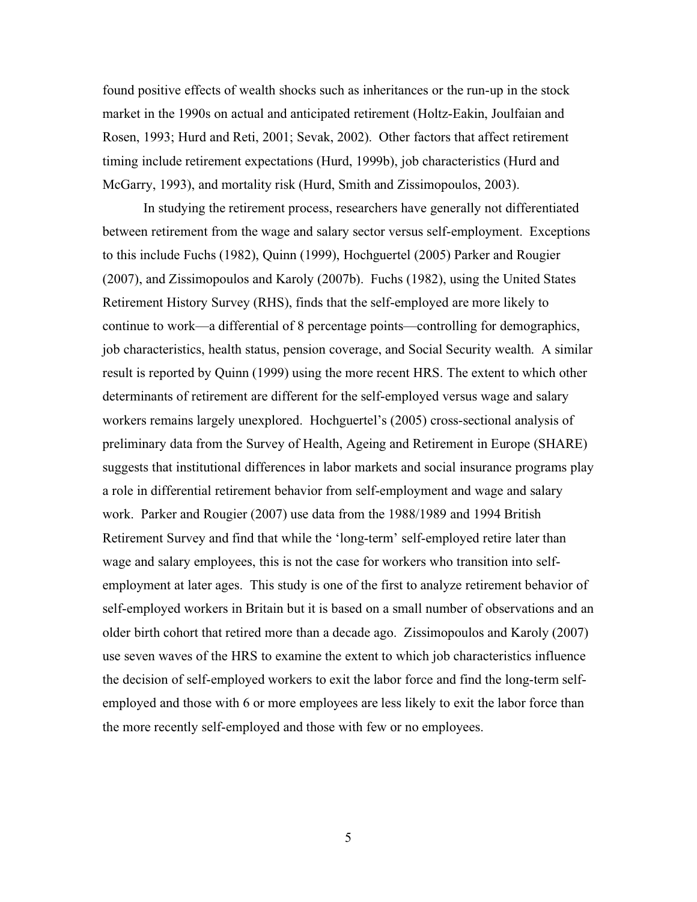found positive effects of wealth shocks such as inheritances or the run-up in the stock market in the 1990s on actual and anticipated retirement (Holtz-Eakin, Joulfaian and Rosen, 1993; Hurd and Reti, 2001; Sevak, 2002). Other factors that affect retirement timing include retirement expectations (Hurd, 1999b), job characteristics (Hurd and McGarry, 1993), and mortality risk (Hurd, Smith and Zissimopoulos, 2003).

In studying the retirement process, researchers have generally not differentiated between retirement from the wage and salary sector versus self-employment. Exceptions to this include Fuchs (1982), Quinn (1999), Hochguertel (2005) Parker and Rougier (2007), and Zissimopoulos and Karoly (2007b). Fuchs (1982), using the United States Retirement History Survey (RHS), finds that the self-employed are more likely to continue to work—a differential of 8 percentage points—controlling for demographics, job characteristics, health status, pension coverage, and Social Security wealth. A similar result is reported by Quinn (1999) using the more recent HRS. The extent to which other determinants of retirement are different for the self-employed versus wage and salary workers remains largely unexplored. Hochguertel's (2005) cross-sectional analysis of preliminary data from the Survey of Health, Ageing and Retirement in Europe (SHARE) suggests that institutional differences in labor markets and social insurance programs play a role in differential retirement behavior from self-employment and wage and salary work. Parker and Rougier (2007) use data from the 1988/1989 and 1994 British Retirement Survey and find that while the 'long-term' self-employed retire later than wage and salary employees, this is not the case for workers who transition into self-employment at later ages. This study is one of the first to analyze retirement behavior of self-employed workers in Britain but it is based on a small number of observations and an older birth cohort that retired more than a decade ago. Zissimopoulos and Karoly (2007) use seven waves of the HRS to examine the extent to which job characteristics influence the decision of self-employed workers to exit the labor force and find the long-term self-employed and those with 6 or more employees are less likely to exit the labor force than the more recently self-employed and those with few or no employees.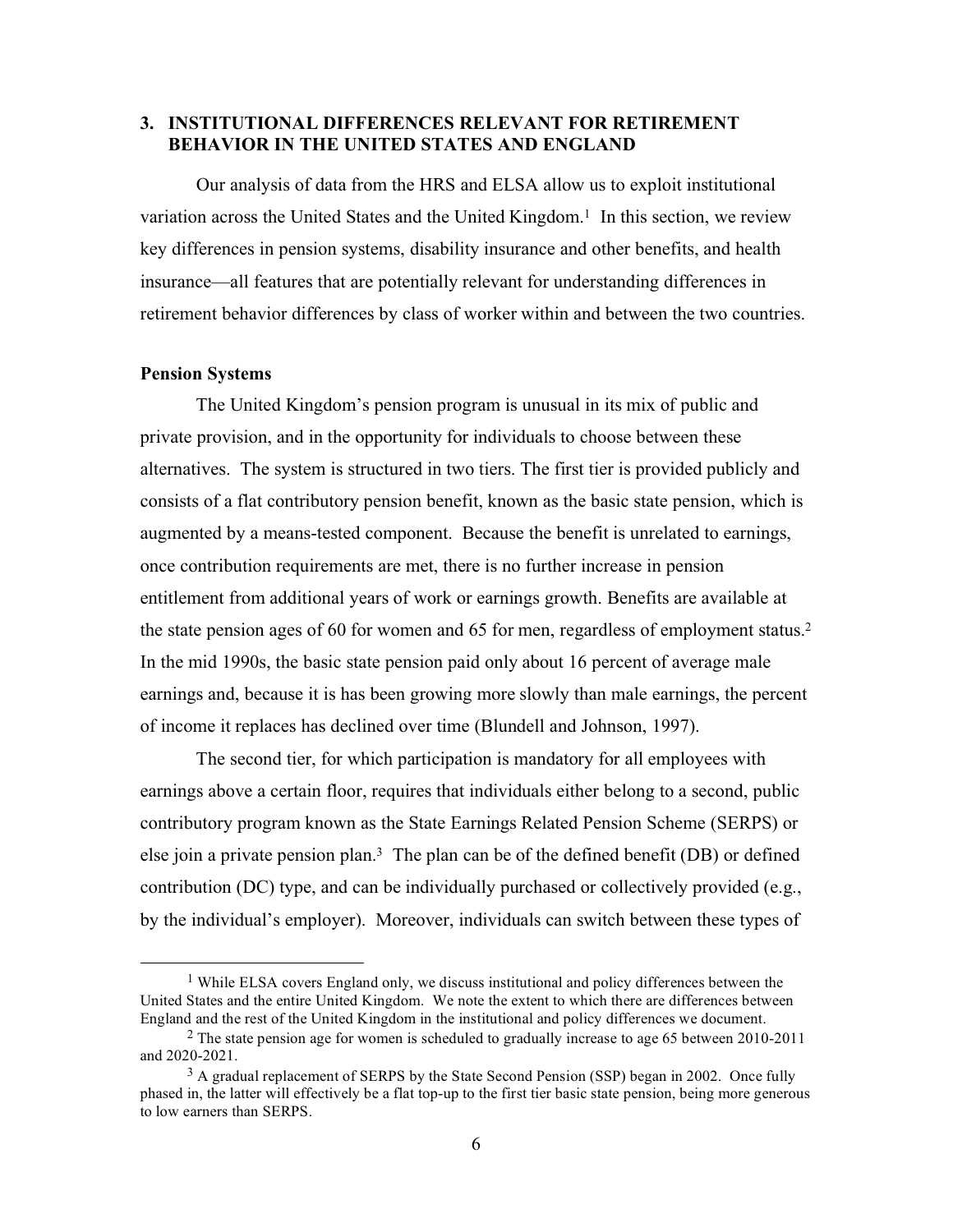## 3. INSTITUTIONAL DIFFERENCES RELEVANT FOR RETIREMENT BEHAVIOR IN THE UNITED STATES AND ENGLAND

Our analysis of data from the HRS and ELSA allow us to exploit institutional variation across the United States and the United Kingdom.[1] In this section, we review key differences in pension systems, disability insurance and other benefits, and health insurance—all features that are potentially relevant for understanding differences in retirement behavior differences by class of worker within and between the two countries.

### Pension Systems

The United Kingdom's pension program is unusual in its mix of public and private provision, and in the opportunity for individuals to choose between these alternatives. The system is structured in two tiers. The first tier is provided publicly and consists of a flat contributory pension benefit, known as the basic state pension, which is augmented by a means-tested component. Because the benefit is unrelated to earnings, once contribution requirements are met, there is no further increase in pension entitlement from additional years of work or earnings growth. Benefits are available at the state pension ages of 60 for women and 65 for men, regardless of employment status.[2] In the mid 1990s, the basic state pension paid only about 16 percent of average male earnings and, because it is has been growing more slowly than male earnings, the percent of income it replaces has declined over time (Blundell and Johnson, 1997).

The second tier, for which participation is mandatory for all employees with earnings above a certain floor, requires that individuals either belong to a second, public contributory program known as the State Earnings Related Pension Scheme (SERPS) or else join a private pension plan.[3] The plan can be of the defined benefit (DB) or defined contribution (DC) type, and can be individually purchased or collectively provided (e.g., by the individual's employer). Moreover, individuals can switch between these types of

---

[1] While ELSA covers England only, we discuss institutional and policy differences between the United States and the entire United Kingdom. We note the extent to which there are differences between England and the rest of the United Kingdom in the institutional and policy differences we document.

[2] The state pension age for women is scheduled to gradually increase to age 65 between 2010-2011 and 2020-2021.

[3] A gradual replacement of SERPS by the State Second Pension (SSP) began in 2002. Once fully phased in, the latter will effectively be a flat top-up to the first tier basic state pension, being more generous to low earners than SERPS.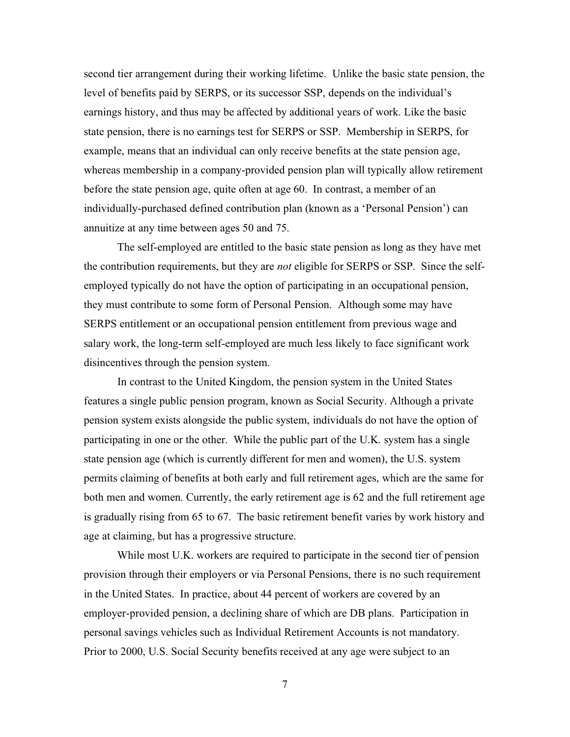second tier arrangement during their working lifetime. Unlike the basic state pension, the level of benefits paid by SERPS, or its successor SSP, depends on the individual's earnings history, and thus may be affected by additional years of work. Like the basic state pension, there is no earnings test for SERPS or SSP. Membership in SERPS, for example, means that an individual can only receive benefits at the state pension age, whereas membership in a company-provided pension plan will typically allow retirement before the state pension age, quite often at age 60. In contrast, a member of an individually-purchased defined contribution plan (known as a 'Personal Pension') can annuitize at any time between ages 50 and 75.

The self-employed are entitled to the basic state pension as long as they have met the contribution requirements, but they are *not* eligible for SERPS or SSP. Since the self-employed typically do not have the option of participating in an occupational pension, they must contribute to some form of Personal Pension. Although some may have SERPS entitlement or an occupational pension entitlement from previous wage and salary work, the long-term self-employed are much less likely to face significant work disincentives through the pension system.

In contrast to the United Kingdom, the pension system in the United States features a single public pension program, known as Social Security. Although a private pension system exists alongside the public system, individuals do not have the option of participating in one or the other. While the public part of the U.K. system has a single state pension age (which is currently different for men and women), the U.S. system permits claiming of benefits at both early and full retirement ages, which are the same for both men and women. Currently, the early retirement age is 62 and the full retirement age is gradually rising from 65 to 67. The basic retirement benefit varies by work history and age at claiming, but has a progressive structure.

While most U.K. workers are required to participate in the second tier of pension provision through their employers or via Personal Pensions, there is no such requirement in the United States. In practice, about 44 percent of workers are covered by an employer-provided pension, a declining share of which are DB plans. Participation in personal savings vehicles such as Individual Retirement Accounts is not mandatory. Prior to 2000, U.S. Social Security benefits received at any age were subject to an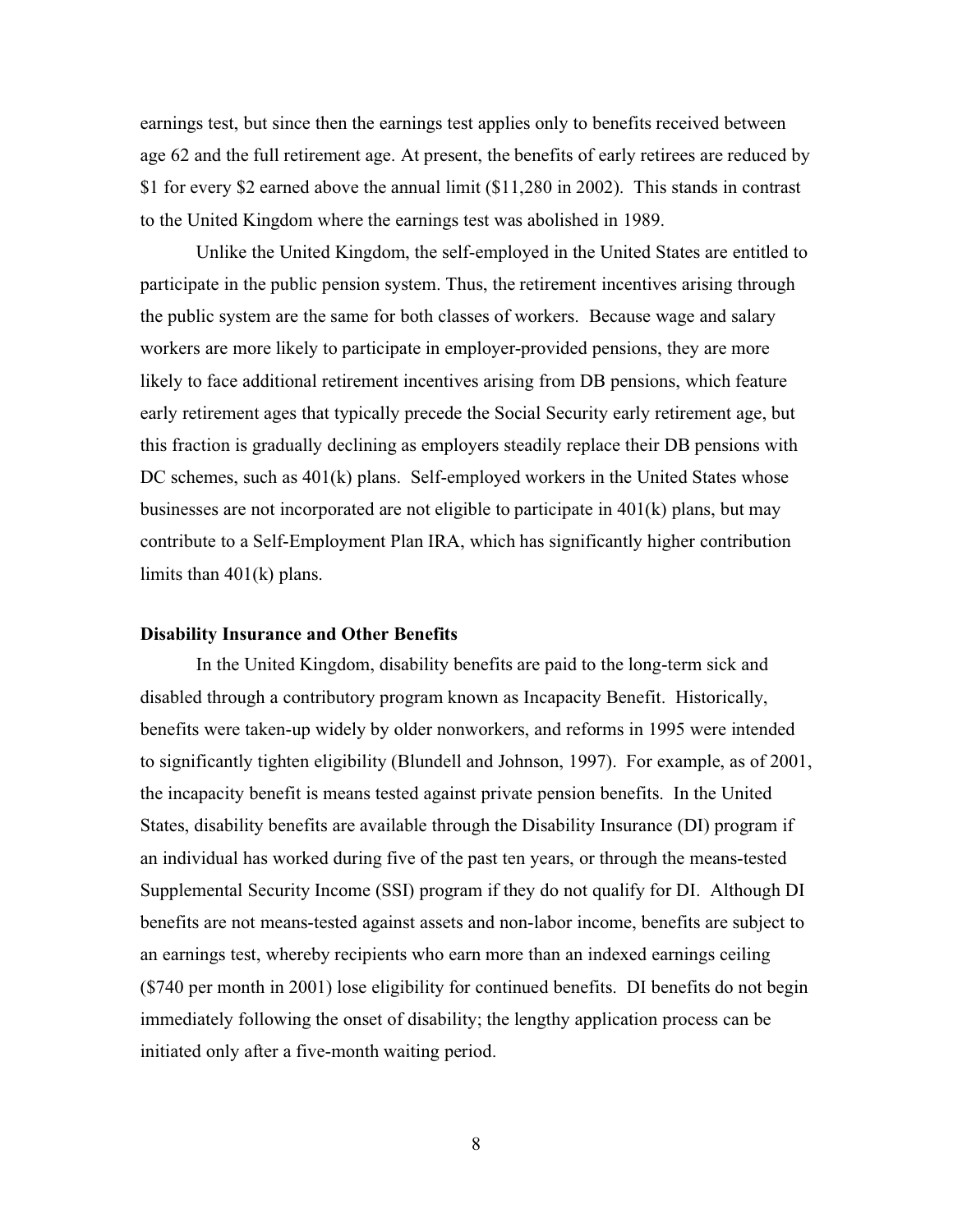earnings test, but since then the earnings test applies only to benefits received between age 62 and the full retirement age. At present, the benefits of early retirees are reduced by $1 for every $2 earned above the annual limit ($11,280 in 2002). This stands in contrast to the United Kingdom where the earnings test was abolished in 1989.

Unlike the United Kingdom, the self-employed in the United States are entitled to participate in the public pension system. Thus, the retirement incentives arising through the public system are the same for both classes of workers. Because wage and salary workers are more likely to participate in employer-provided pensions, they are more likely to face additional retirement incentives arising from DB pensions, which feature early retirement ages that typically precede the Social Security early retirement age, but this fraction is gradually declining as employers steadily replace their DB pensions with DC schemes, such as 401(k) plans. Self-employed workers in the United States whose businesses are not incorporated are not eligible to participate in 401(k) plans, but may contribute to a Self-Employment Plan IRA, which has significantly higher contribution limits than 401(k) plans.

**Disability Insurance and Other Benefits**

In the United Kingdom, disability benefits are paid to the long-term sick and disabled through a contributory program known as Incapacity Benefit. Historically, benefits were taken-up widely by older nonworkers, and reforms in 1995 were intended to significantly tighten eligibility (Blundell and Johnson, 1997). For example, as of 2001, the incapacity benefit is means tested against private pension benefits. In the United States, disability benefits are available through the Disability Insurance (DI) program if an individual has worked during five of the past ten years, or through the means-tested Supplemental Security Income (SSI) program if they do not qualify for DI. Although DI benefits are not means-tested against assets and non-labor income, benefits are subject to an earnings test, whereby recipients who earn more than an indexed earnings ceiling ($740 per month in 2001) lose eligibility for continued benefits. DI benefits do not begin immediately following the onset of disability; the lengthy application process can be initiated only after a five-month waiting period.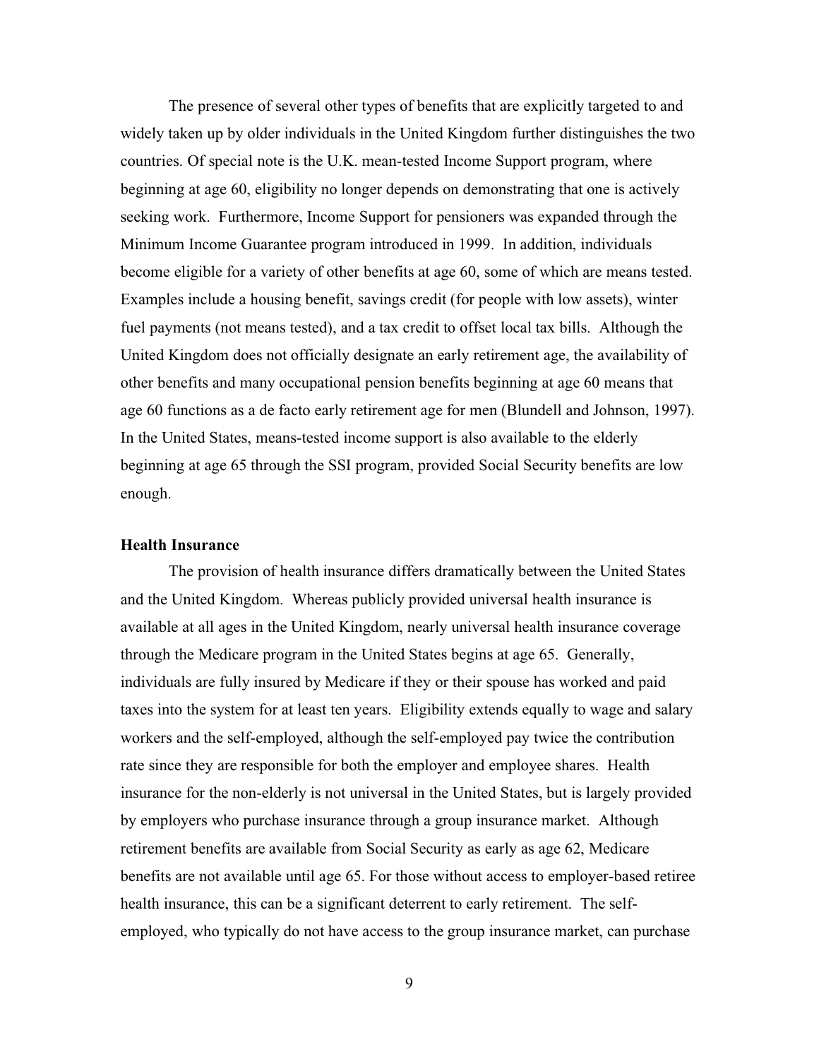The presence of several other types of benefits that are explicitly targeted to and widely taken up by older individuals in the United Kingdom further distinguishes the two countries. Of special note is the U.K. mean-tested Income Support program, where beginning at age 60, eligibility no longer depends on demonstrating that one is actively seeking work. Furthermore, Income Support for pensioners was expanded through the Minimum Income Guarantee program introduced in 1999. In addition, individuals become eligible for a variety of other benefits at age 60, some of which are means tested. Examples include a housing benefit, savings credit (for people with low assets), winter fuel payments (not means tested), and a tax credit to offset local tax bills. Although the United Kingdom does not officially designate an early retirement age, the availability of other benefits and many occupational pension benefits beginning at age 60 means that age 60 functions as a de facto early retirement age for men (Blundell and Johnson, 1997). In the United States, means-tested income support is also available to the elderly beginning at age 65 through the SSI program, provided Social Security benefits are low enough.

### Health Insurance

The provision of health insurance differs dramatically between the United States and the United Kingdom. Whereas publicly provided universal health insurance is available at all ages in the United Kingdom, nearly universal health insurance coverage through the Medicare program in the United States begins at age 65. Generally, individuals are fully insured by Medicare if they or their spouse has worked and paid taxes into the system for at least ten years. Eligibility extends equally to wage and salary workers and the self-employed, although the self-employed pay twice the contribution rate since they are responsible for both the employer and employee shares. Health insurance for the non-elderly is not universal in the United States, but is largely provided by employers who purchase insurance through a group insurance market. Although retirement benefits are available from Social Security as early as age 62, Medicare benefits are not available until age 65. For those without access to employer-based retiree health insurance, this can be a significant deterrent to early retirement. The self-employed, who typically do not have access to the group insurance market, can purchase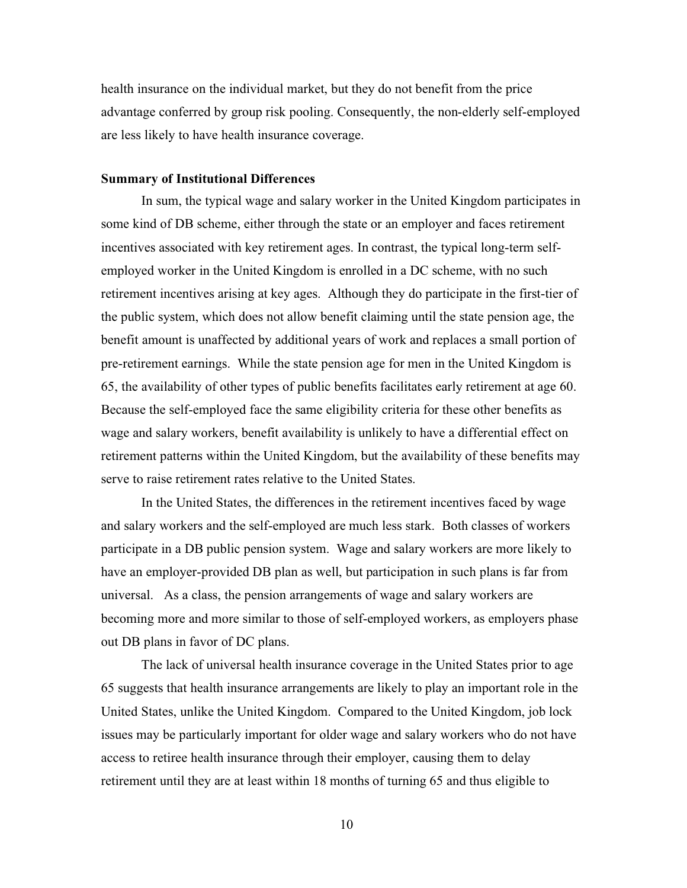health insurance on the individual market, but they do not benefit from the price advantage conferred by group risk pooling. Consequently, the non-elderly self-employed are less likely to have health insurance coverage.

**Summary of Institutional Differences**

In sum, the typical wage and salary worker in the United Kingdom participates in some kind of DB scheme, either through the state or an employer and faces retirement incentives associated with key retirement ages. In contrast, the typical long-term self-employed worker in the United Kingdom is enrolled in a DC scheme, with no such retirement incentives arising at key ages. Although they do participate in the first-tier of the public system, which does not allow benefit claiming until the state pension age, the benefit amount is unaffected by additional years of work and replaces a small portion of pre-retirement earnings. While the state pension age for men in the United Kingdom is 65, the availability of other types of public benefits facilitates early retirement at age 60. Because the self-employed face the same eligibility criteria for these other benefits as wage and salary workers, benefit availability is unlikely to have a differential effect on retirement patterns within the United Kingdom, but the availability of these benefits may serve to raise retirement rates relative to the United States.

In the United States, the differences in the retirement incentives faced by wage and salary workers and the self-employed are much less stark. Both classes of workers participate in a DB public pension system. Wage and salary workers are more likely to have an employer-provided DB plan as well, but participation in such plans is far from universal. As a class, the pension arrangements of wage and salary workers are becoming more and more similar to those of self-employed workers, as employers phase out DB plans in favor of DC plans.

The lack of universal health insurance coverage in the United States prior to age 65 suggests that health insurance arrangements are likely to play an important role in the United States, unlike the United Kingdom. Compared to the United Kingdom, job lock issues may be particularly important for older wage and salary workers who do not have access to retiree health insurance through their employer, causing them to delay retirement until they are at least within 18 months of turning 65 and thus eligible to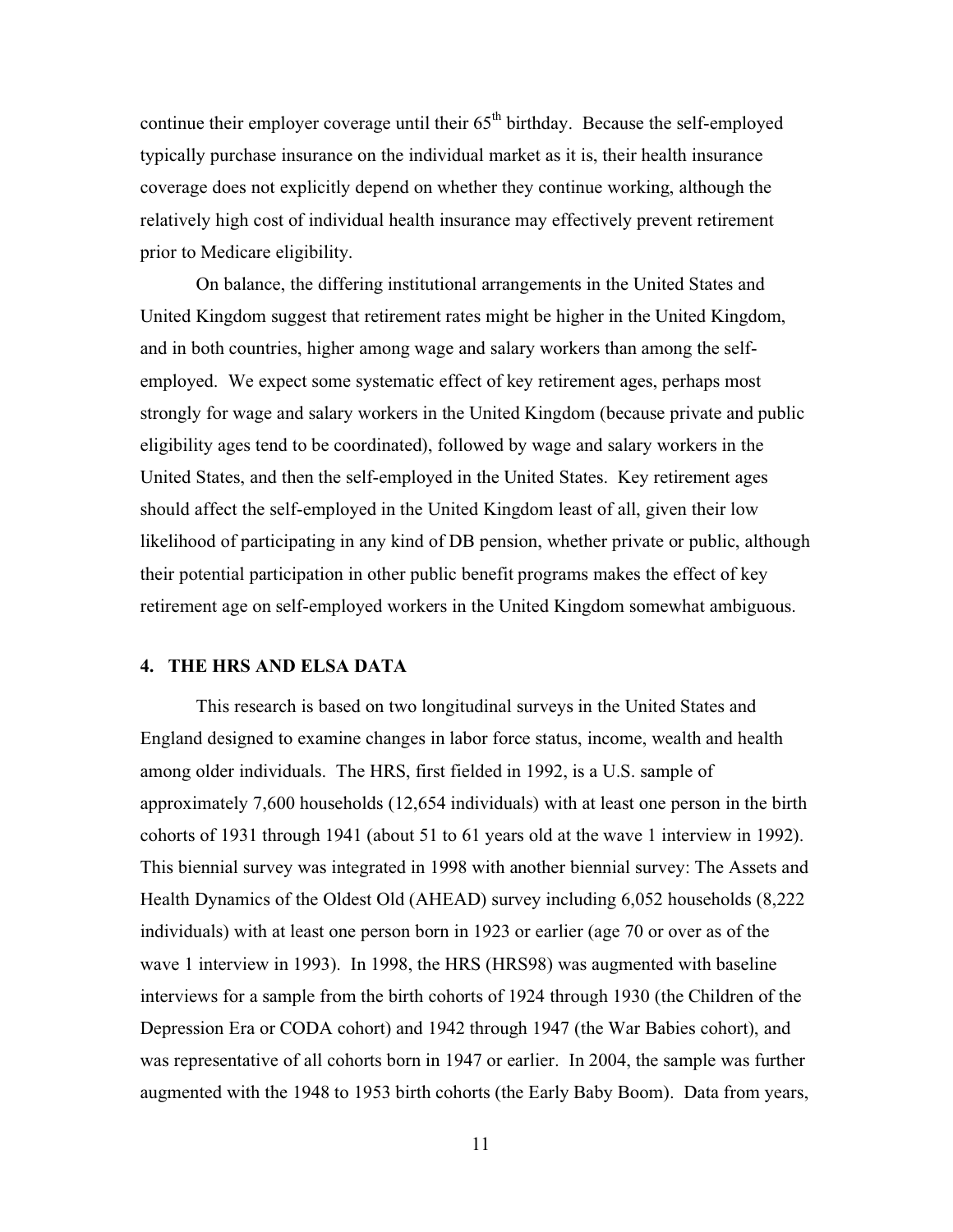continue their employer coverage until their 65th birthday. Because the self-employed typically purchase insurance on the individual market as it is, their health insurance coverage does not explicitly depend on whether they continue working, although the relatively high cost of individual health insurance may effectively prevent retirement prior to Medicare eligibility.

On balance, the differing institutional arrangements in the United States and United Kingdom suggest that retirement rates might be higher in the United Kingdom, and in both countries, higher among wage and salary workers than among the self-employed. We expect some systematic effect of key retirement ages, perhaps most strongly for wage and salary workers in the United Kingdom (because private and public eligibility ages tend to be coordinated), followed by wage and salary workers in the United States, and then the self-employed in the United States. Key retirement ages should affect the self-employed in the United Kingdom least of all, given their low likelihood of participating in any kind of DB pension, whether private or public, although their potential participation in other public benefit programs makes the effect of key retirement age on self-employed workers in the United Kingdom somewhat ambiguous.

## 4. THE HRS AND ELSA DATA

This research is based on two longitudinal surveys in the United States and England designed to examine changes in labor force status, income, wealth and health among older individuals. The HRS, first fielded in 1992, is a U.S. sample of approximately 7,600 households (12,654 individuals) with at least one person in the birth cohorts of 1931 through 1941 (about 51 to 61 years old at the wave 1 interview in 1992). This biennial survey was integrated in 1998 with another biennial survey: The Assets and Health Dynamics of the Oldest Old (AHEAD) survey including 6,052 households (8,222 individuals) with at least one person born in 1923 or earlier (age 70 or over as of the wave 1 interview in 1993). In 1998, the HRS (HRS98) was augmented with baseline interviews for a sample from the birth cohorts of 1924 through 1930 (the Children of the Depression Era or CODA cohort) and 1942 through 1947 (the War Babies cohort), and was representative of all cohorts born in 1947 or earlier. In 2004, the sample was further augmented with the 1948 to 1953 birth cohorts (the Early Baby Boom). Data from years,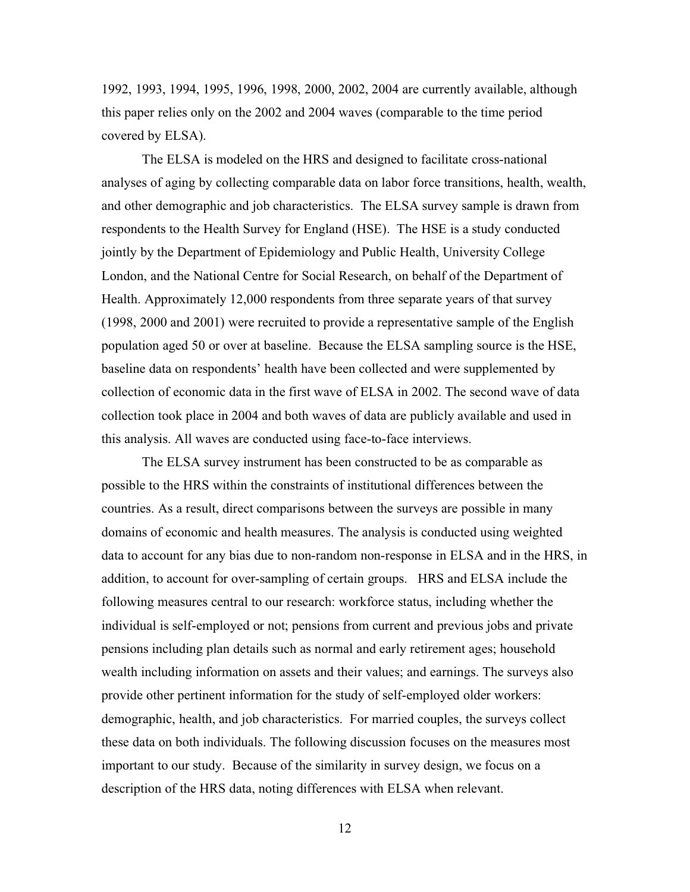1992, 1993, 1994, 1995, 1996, 1998, 2000, 2002, 2004 are currently available, although this paper relies only on the 2002 and 2004 waves (comparable to the time period covered by ELSA).

The ELSA is modeled on the HRS and designed to facilitate cross-national analyses of aging by collecting comparable data on labor force transitions, health, wealth, and other demographic and job characteristics. The ELSA survey sample is drawn from respondents to the Health Survey for England (HSE). The HSE is a study conducted jointly by the Department of Epidemiology and Public Health, University College London, and the National Centre for Social Research, on behalf of the Department of Health. Approximately 12,000 respondents from three separate years of that survey (1998, 2000 and 2001) were recruited to provide a representative sample of the English population aged 50 or over at baseline. Because the ELSA sampling source is the HSE, baseline data on respondents' health have been collected and were supplemented by collection of economic data in the first wave of ELSA in 2002. The second wave of data collection took place in 2004 and both waves of data are publicly available and used in this analysis. All waves are conducted using face-to-face interviews.

The ELSA survey instrument has been constructed to be as comparable as possible to the HRS within the constraints of institutional differences between the countries. As a result, direct comparisons between the surveys are possible in many domains of economic and health measures. The analysis is conducted using weighted data to account for any bias due to non-random non-response in ELSA and in the HRS, in addition, to account for over-sampling of certain groups. HRS and ELSA include the following measures central to our research: workforce status, including whether the individual is self-employed or not; pensions from current and previous jobs and private pensions including plan details such as normal and early retirement ages; household wealth including information on assets and their values; and earnings. The surveys also provide other pertinent information for the study of self-employed older workers: demographic, health, and job characteristics. For married couples, the surveys collect these data on both individuals. The following discussion focuses on the measures most important to our study. Because of the similarity in survey design, we focus on a description of the HRS data, noting differences with ELSA when relevant.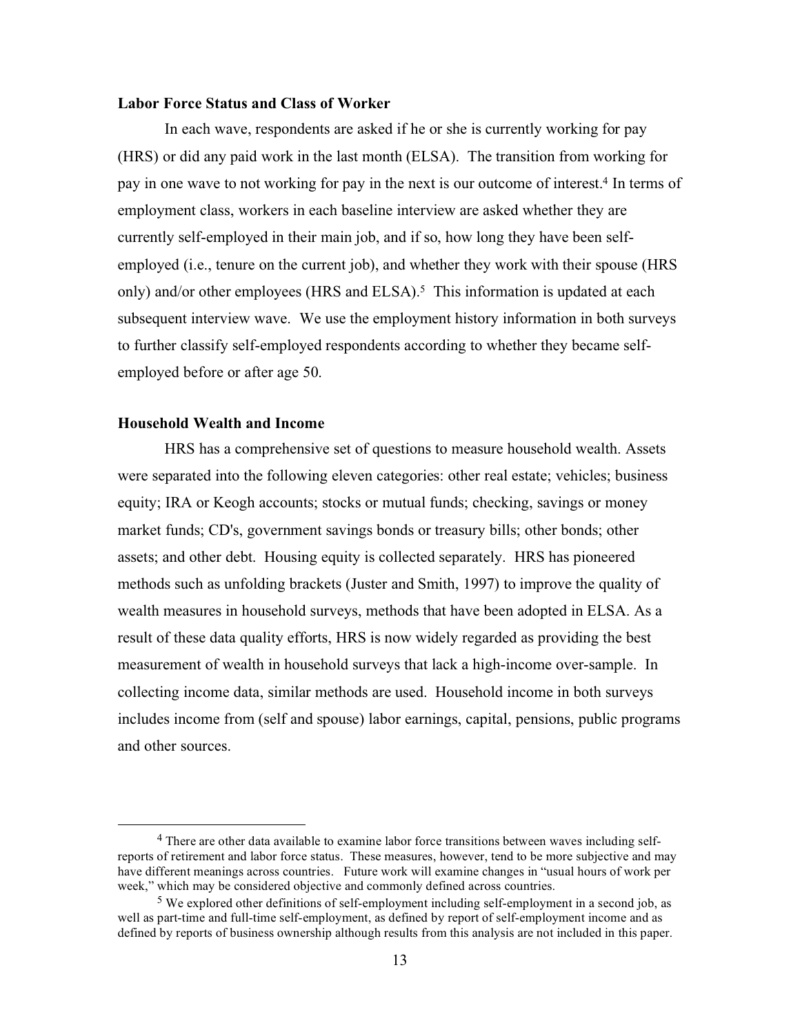**Labor Force Status and Class of Worker**

In each wave, respondents are asked if he or she is currently working for pay (HRS) or did any paid work in the last month (ELSA). The transition from working for pay in one wave to not working for pay in the next is our outcome of interest.[4] In terms of employment class, workers in each baseline interview are asked whether they are currently self-employed in their main job, and if so, how long they have been self-employed (i.e., tenure on the current job), and whether they work with their spouse (HRS only) and/or other employees (HRS and ELSA).[5] This information is updated at each subsequent interview wave. We use the employment history information in both surveys to further classify self-employed respondents according to whether they became self-employed before or after age 50.

**Household Wealth and Income**

HRS has a comprehensive set of questions to measure household wealth. Assets were separated into the following eleven categories: other real estate; vehicles; business equity; IRA or Keogh accounts; stocks or mutual funds; checking, savings or money market funds; CD's, government savings bonds or treasury bills; other bonds; other assets; and other debt. Housing equity is collected separately. HRS has pioneered methods such as unfolding brackets (Juster and Smith, 1997) to improve the quality of wealth measures in household surveys, methods that have been adopted in ELSA. As a result of these data quality efforts, HRS is now widely regarded as providing the best measurement of wealth in household surveys that lack a high-income over-sample. In collecting income data, similar methods are used. Household income in both surveys includes income from (self and spouse) labor earnings, capital, pensions, public programs and other sources.

[4] There are other data available to examine labor force transitions between waves including self-reports of retirement and labor force status. These measures, however, tend to be more subjective and may have different meanings across countries. Future work will examine changes in "usual hours of work per week," which may be considered objective and commonly defined across countries.

[5] We explored other definitions of self-employment including self-employment in a second job, as well as part-time and full-time self-employment, as defined by report of self-employment income and as defined by reports of business ownership although results from this analysis are not included in this paper.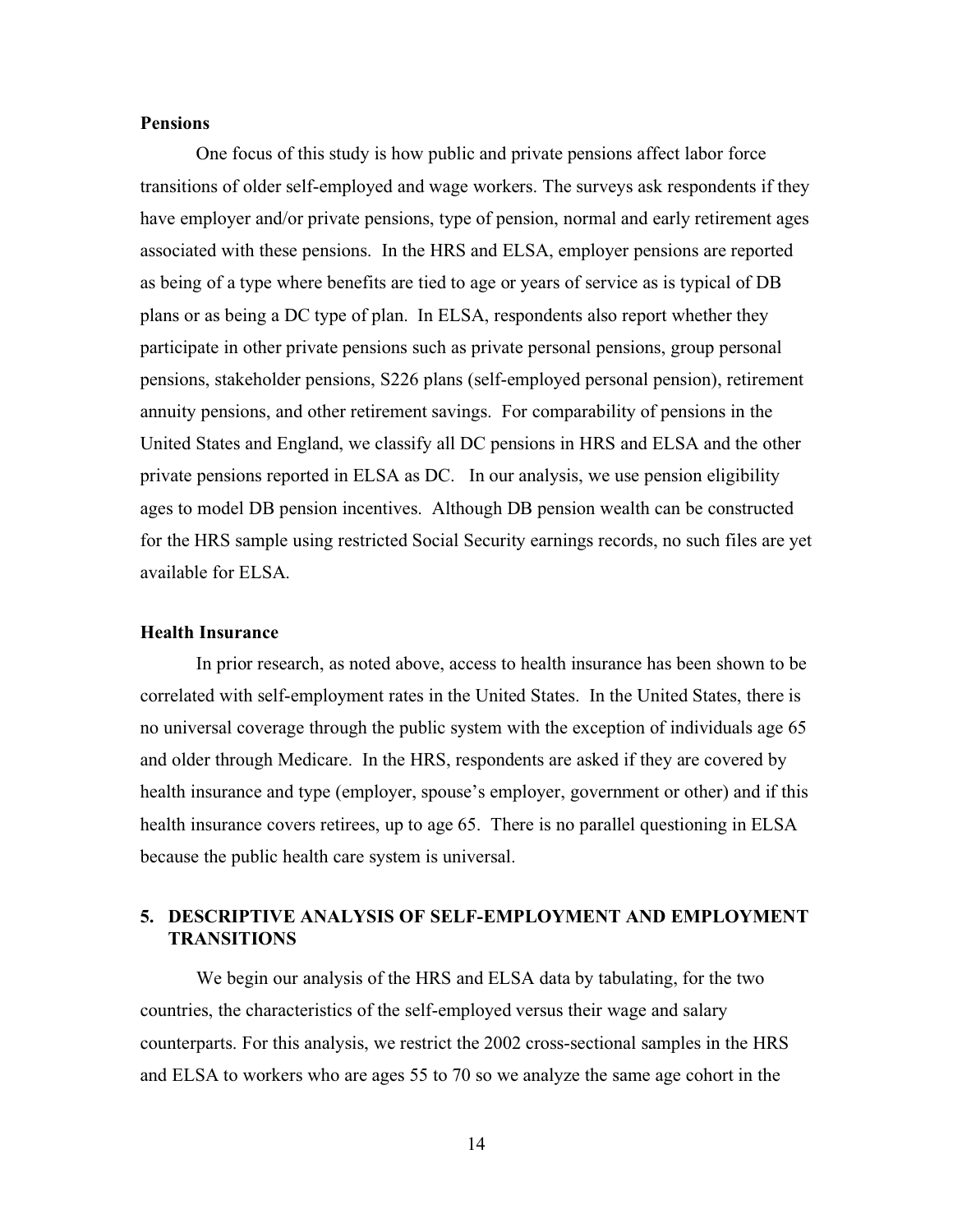### Pensions

One focus of this study is how public and private pensions affect labor force transitions of older self-employed and wage workers. The surveys ask respondents if they have employer and/or private pensions, type of pension, normal and early retirement ages associated with these pensions. In the HRS and ELSA, employer pensions are reported as being of a type where benefits are tied to age or years of service as is typical of DB plans or as being a DC type of plan. In ELSA, respondents also report whether they participate in other private pensions such as private personal pensions, group personal pensions, stakeholder pensions, S226 plans (self-employed personal pension), retirement annuity pensions, and other retirement savings. For comparability of pensions in the United States and England, we classify all DC pensions in HRS and ELSA and the other private pensions reported in ELSA as DC. In our analysis, we use pension eligibility ages to model DB pension incentives. Although DB pension wealth can be constructed for the HRS sample using restricted Social Security earnings records, no such files are yet available for ELSA.

### Health Insurance

In prior research, as noted above, access to health insurance has been shown to be correlated with self-employment rates in the United States. In the United States, there is no universal coverage through the public system with the exception of individuals age 65 and older through Medicare. In the HRS, respondents are asked if they are covered by health insurance and type (employer, spouse's employer, government or other) and if this health insurance covers retirees, up to age 65. There is no parallel questioning in ELSA because the public health care system is universal.

## 5. DESCRIPTIVE ANALYSIS OF SELF-EMPLOYMENT AND EMPLOYMENT TRANSITIONS

We begin our analysis of the HRS and ELSA data by tabulating, for the two countries, the characteristics of the self-employed versus their wage and salary counterparts. For this analysis, we restrict the 2002 cross-sectional samples in the HRS and ELSA to workers who are ages 55 to 70 so we analyze the same age cohort in the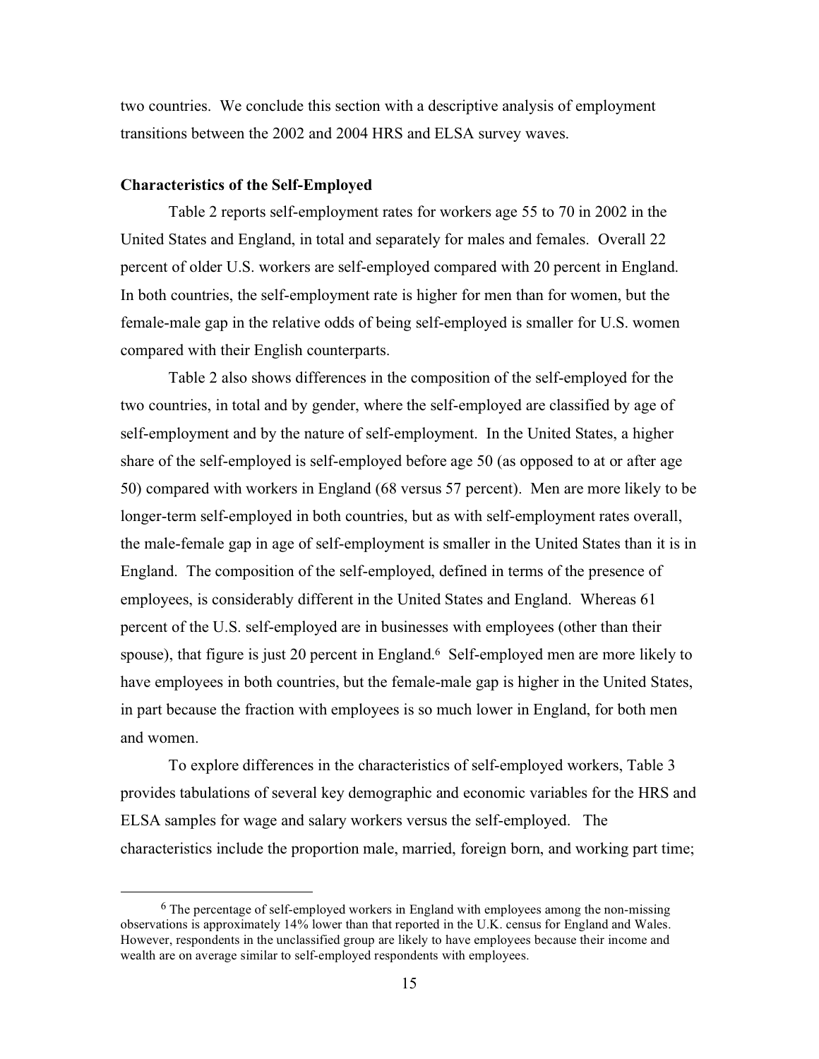two countries. We conclude this section with a descriptive analysis of employment transitions between the 2002 and 2004 HRS and ELSA survey waves.

### Characteristics of the Self-Employed

Table 2 reports self-employment rates for workers age 55 to 70 in 2002 in the United States and England, in total and separately for males and females. Overall 22 percent of older U.S. workers are self-employed compared with 20 percent in England. In both countries, the self-employment rate is higher for men than for women, but the female-male gap in the relative odds of being self-employed is smaller for U.S. women compared with their English counterparts.

Table 2 also shows differences in the composition of the self-employed for the two countries, in total and by gender, where the self-employed are classified by age of self-employment and by the nature of self-employment. In the United States, a higher share of the self-employed is self-employed before age 50 (as opposed to at or after age 50) compared with workers in England (68 versus 57 percent). Men are more likely to be longer-term self-employed in both countries, but as with self-employment rates overall, the male-female gap in age of self-employment is smaller in the United States than it is in England. The composition of the self-employed, defined in terms of the presence of employees, is considerably different in the United States and England. Whereas 61 percent of the U.S. self-employed are in businesses with employees (other than their spouse), that figure is just 20 percent in England.[6] Self-employed men are more likely to have employees in both countries, but the female-male gap is higher in the United States, in part because the fraction with employees is so much lower in England, for both men and women.

To explore differences in the characteristics of self-employed workers, Table 3 provides tabulations of several key demographic and economic variables for the HRS and ELSA samples for wage and salary workers versus the self-employed. The characteristics include the proportion male, married, foreign born, and working part time;

---

[6] The percentage of self-employed workers in England with employees among the non-missing observations is approximately 14% lower than that reported in the U.K. census for England and Wales. However, respondents in the unclassified group are likely to have employees because their income and wealth are on average similar to self-employed respondents with employees.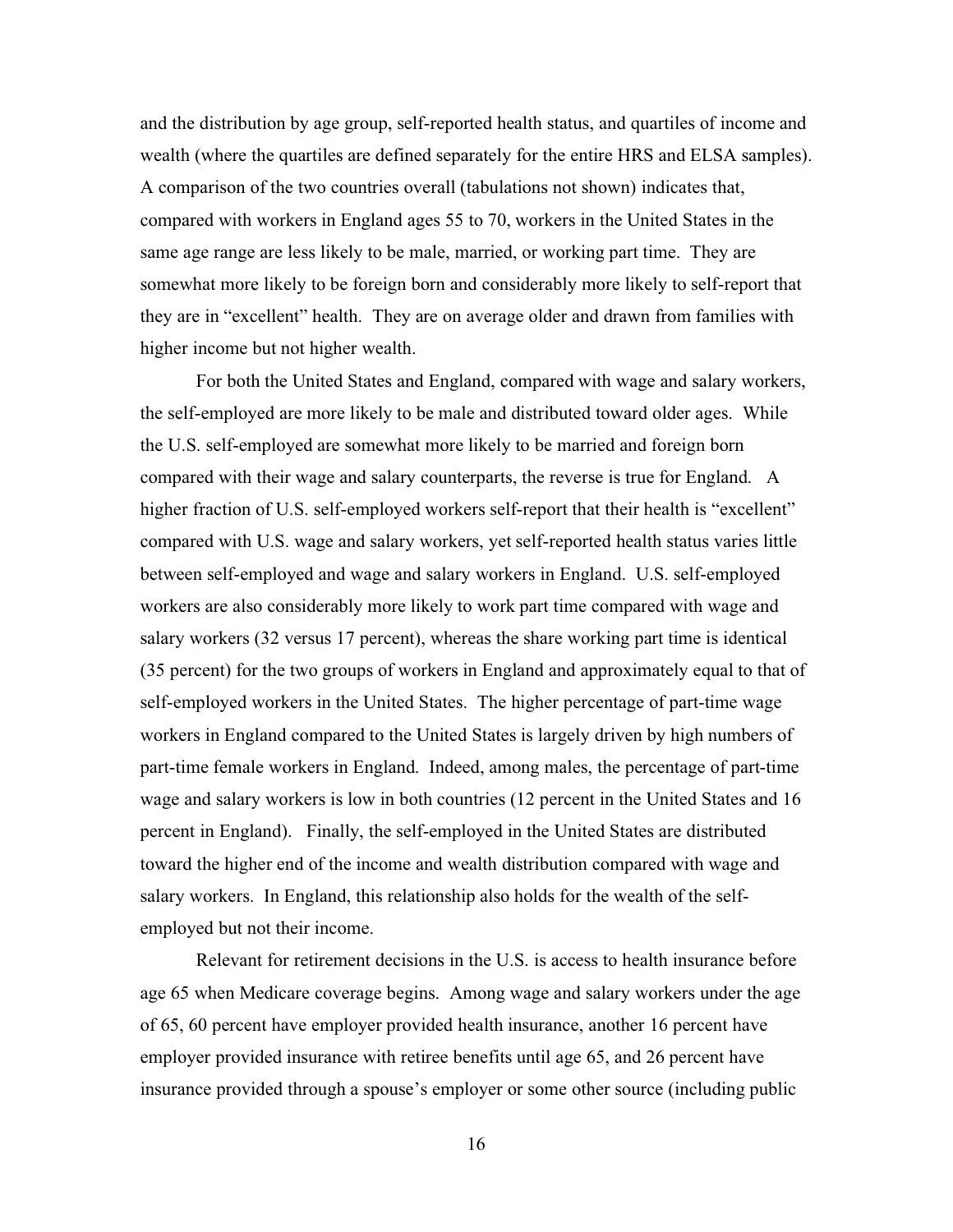and the distribution by age group, self-reported health status, and quartiles of income and wealth (where the quartiles are defined separately for the entire HRS and ELSA samples). A comparison of the two countries overall (tabulations not shown) indicates that, compared with workers in England ages 55 to 70, workers in the United States in the same age range are less likely to be male, married, or working part time. They are somewhat more likely to be foreign born and considerably more likely to self-report that they are in "excellent" health. They are on average older and drawn from families with higher income but not higher wealth.

For both the United States and England, compared with wage and salary workers, the self-employed are more likely to be male and distributed toward older ages. While the U.S. self-employed are somewhat more likely to be married and foreign born compared with their wage and salary counterparts, the reverse is true for England. A higher fraction of U.S. self-employed workers self-report that their health is "excellent" compared with U.S. wage and salary workers, yet self-reported health status varies little between self-employed and wage and salary workers in England. U.S. self-employed workers are also considerably more likely to work part time compared with wage and salary workers (32 versus 17 percent), whereas the share working part time is identical (35 percent) for the two groups of workers in England and approximately equal to that of self-employed workers in the United States. The higher percentage of part-time wage workers in England compared to the United States is largely driven by high numbers of part-time female workers in England. Indeed, among males, the percentage of part-time wage and salary workers is low in both countries (12 percent in the United States and 16 percent in England). Finally, the self-employed in the United States are distributed toward the higher end of the income and wealth distribution compared with wage and salary workers. In England, this relationship also holds for the wealth of the self-employed but not their income.

Relevant for retirement decisions in the U.S. is access to health insurance before age 65 when Medicare coverage begins. Among wage and salary workers under the age of 65, 60 percent have employer provided health insurance, another 16 percent have employer provided insurance with retiree benefits until age 65, and 26 percent have insurance provided through a spouse's employer or some other source (including public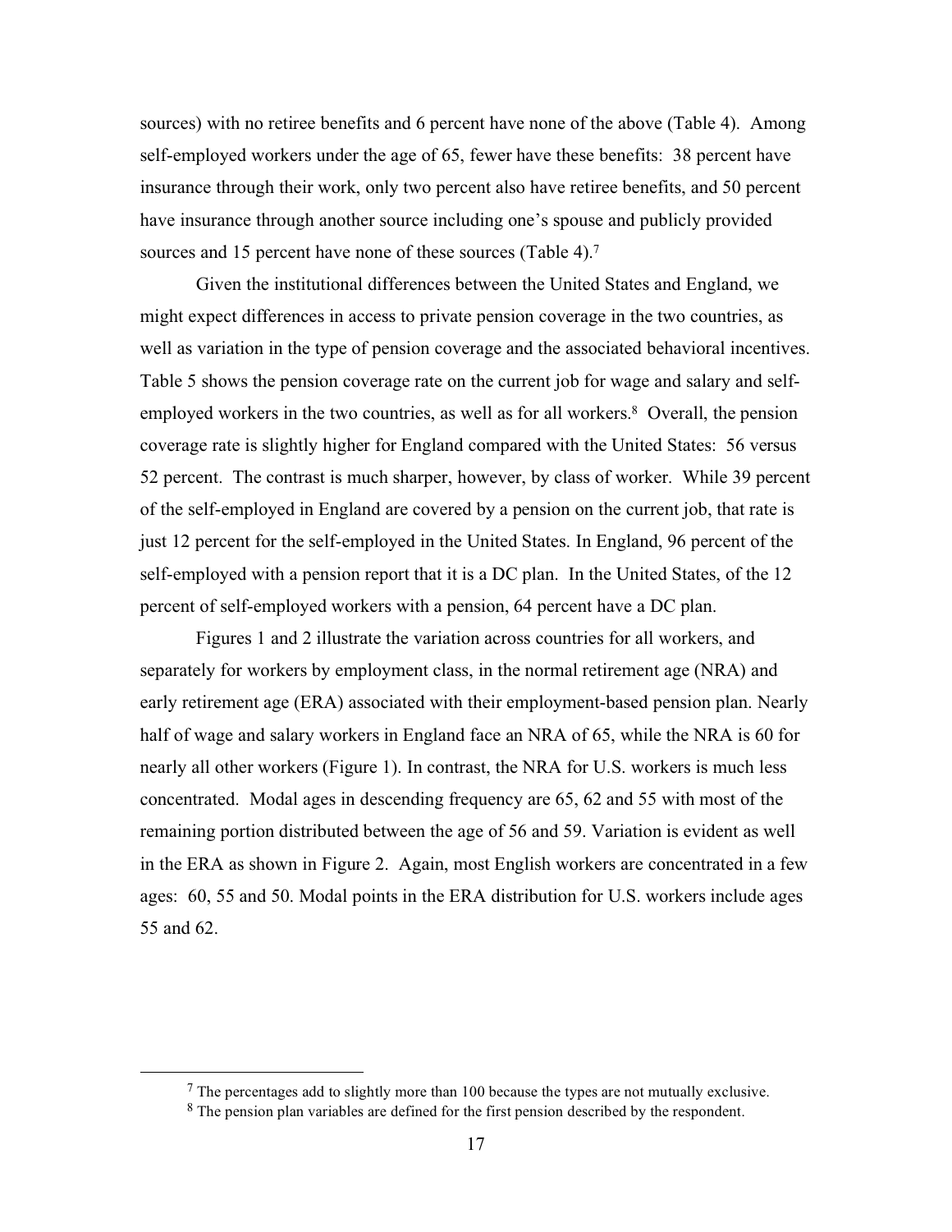sources) with no retiree benefits and 6 percent have none of the above (Table 4). Among self-employed workers under the age of 65, fewer have these benefits: 38 percent have insurance through their work, only two percent also have retiree benefits, and 50 percent have insurance through another source including one's spouse and publicly provided sources and 15 percent have none of these sources (Table 4).[7]

Given the institutional differences between the United States and England, we might expect differences in access to private pension coverage in the two countries, as well as variation in the type of pension coverage and the associated behavioral incentives. Table 5 shows the pension coverage rate on the current job for wage and salary and self-employed workers in the two countries, as well as for all workers.[8] Overall, the pension coverage rate is slightly higher for England compared with the United States: 56 versus 52 percent. The contrast is much sharper, however, by class of worker. While 39 percent of the self-employed in England are covered by a pension on the current job, that rate is just 12 percent for the self-employed in the United States. In England, 96 percent of the self-employed with a pension report that it is a DC plan. In the United States, of the 12 percent of self-employed workers with a pension, 64 percent have a DC plan.

Figures 1 and 2 illustrate the variation across countries for all workers, and separately for workers by employment class, in the normal retirement age (NRA) and early retirement age (ERA) associated with their employment-based pension plan. Nearly half of wage and salary workers in England face an NRA of 65, while the NRA is 60 for nearly all other workers (Figure 1). In contrast, the NRA for U.S. workers is much less concentrated. Modal ages in descending frequency are 65, 62 and 55 with most of the remaining portion distributed between the age of 56 and 59. Variation is evident as well in the ERA as shown in Figure 2. Again, most English workers are concentrated in a few ages: 60, 55 and 50. Modal points in the ERA distribution for U.S. workers include ages 55 and 62.

---

[7] The percentages add to slightly more than 100 because the types are not mutually exclusive.

[8] The pension plan variables are defined for the first pension described by the respondent.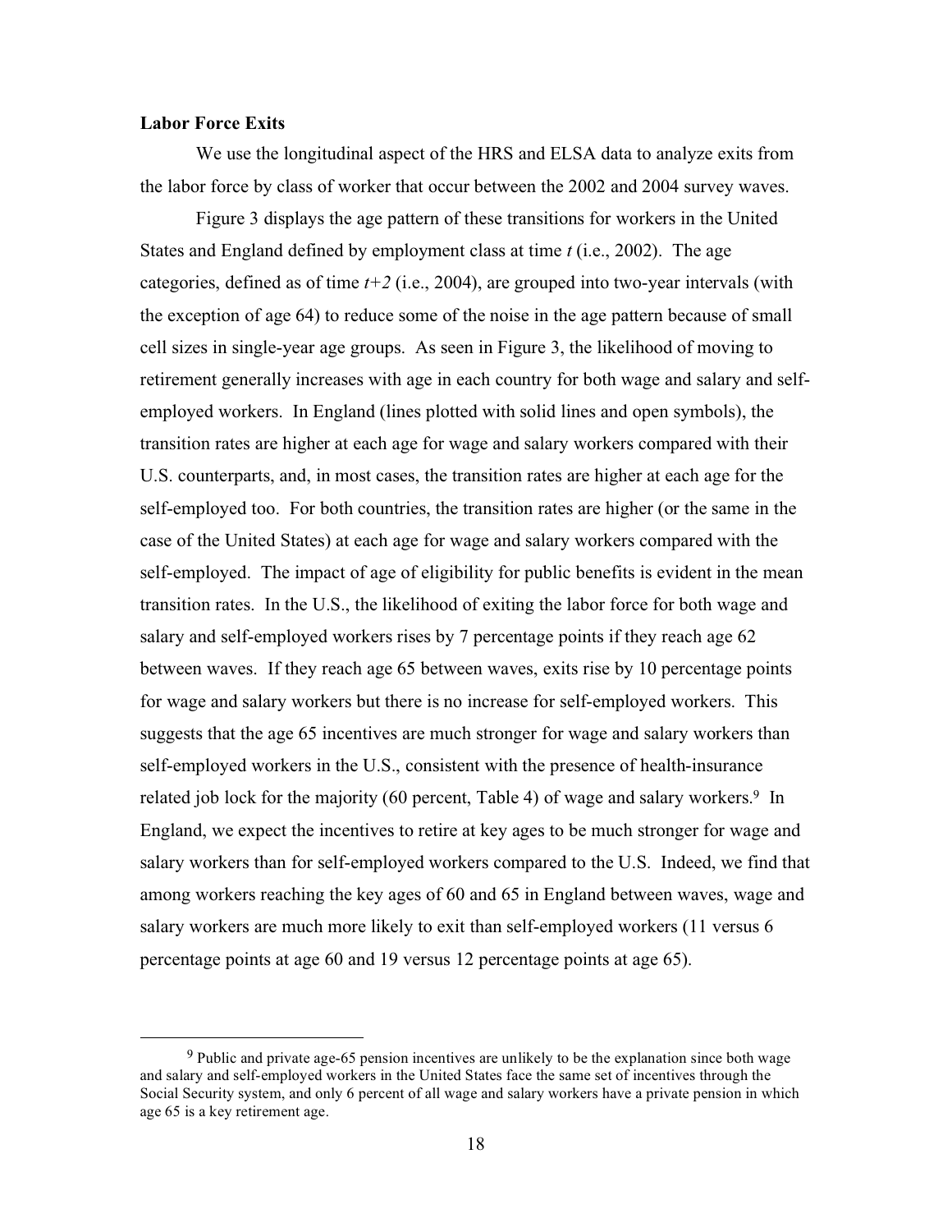**Labor Force Exits**

We use the longitudinal aspect of the HRS and ELSA data to analyze exits from the labor force by class of worker that occur between the 2002 and 2004 survey waves.

Figure 3 displays the age pattern of these transitions for workers in the United States and England defined by employment class at time *t* (i.e., 2002). The age categories, defined as of time *t+2* (i.e., 2004), are grouped into two-year intervals (with the exception of age 64) to reduce some of the noise in the age pattern because of small cell sizes in single-year age groups. As seen in Figure 3, the likelihood of moving to retirement generally increases with age in each country for both wage and salary and self-employed workers. In England (lines plotted with solid lines and open symbols), the transition rates are higher at each age for wage and salary workers compared with their U.S. counterparts, and, in most cases, the transition rates are higher at each age for the self-employed too. For both countries, the transition rates are higher (or the same in the case of the United States) at each age for wage and salary workers compared with the self-employed. The impact of age of eligibility for public benefits is evident in the mean transition rates. In the U.S., the likelihood of exiting the labor force for both wage and salary and self-employed workers rises by 7 percentage points if they reach age 62 between waves. If they reach age 65 between waves, exits rise by 10 percentage points for wage and salary workers but there is no increase for self-employed workers. This suggests that the age 65 incentives are much stronger for wage and salary workers than self-employed workers in the U.S., consistent with the presence of health-insurance related job lock for the majority (60 percent, Table 4) of wage and salary workers.[9] In England, we expect the incentives to retire at key ages to be much stronger for wage and salary workers than for self-employed workers compared to the U.S. Indeed, we find that among workers reaching the key ages of 60 and 65 in England between waves, wage and salary workers are much more likely to exit than self-employed workers (11 versus 6 percentage points at age 60 and 19 versus 12 percentage points at age 65).

---

[9] Public and private age-65 pension incentives are unlikely to be the explanation since both wage and salary and self-employed workers in the United States face the same set of incentives through the Social Security system, and only 6 percent of all wage and salary workers have a private pension in which age 65 is a key retirement age.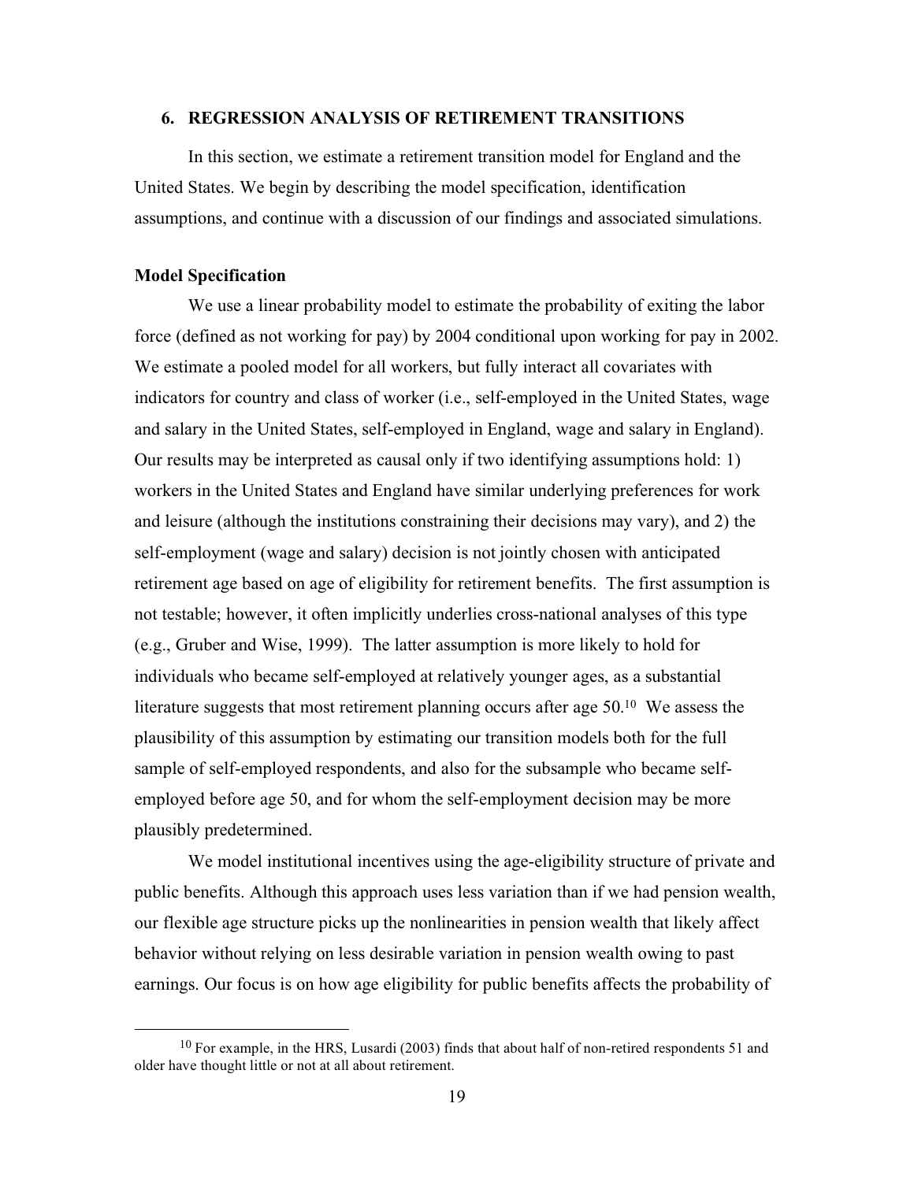## 6. REGRESSION ANALYSIS OF RETIREMENT TRANSITIONS

In this section, we estimate a retirement transition model for England and the United States. We begin by describing the model specification, identification assumptions, and continue with a discussion of our findings and associated simulations.

### Model Specification

We use a linear probability model to estimate the probability of exiting the labor force (defined as not working for pay) by 2004 conditional upon working for pay in 2002. We estimate a pooled model for all workers, but fully interact all covariates with indicators for country and class of worker (i.e., self-employed in the United States, wage and salary in the United States, self-employed in England, wage and salary in England). Our results may be interpreted as causal only if two identifying assumptions hold: 1) workers in the United States and England have similar underlying preferences for work and leisure (although the institutions constraining their decisions may vary), and 2) the self-employment (wage and salary) decision is not jointly chosen with anticipated retirement age based on age of eligibility for retirement benefits. The first assumption is not testable; however, it often implicitly underlies cross-national analyses of this type (e.g., Gruber and Wise, 1999). The latter assumption is more likely to hold for individuals who became self-employed at relatively younger ages, as a substantial literature suggests that most retirement planning occurs after age 50.[10] We assess the plausibility of this assumption by estimating our transition models both for the full sample of self-employed respondents, and also for the subsample who became self-employed before age 50, and for whom the self-employment decision may be more plausibly predetermined.

We model institutional incentives using the age-eligibility structure of private and public benefits. Although this approach uses less variation than if we had pension wealth, our flexible age structure picks up the nonlinearities in pension wealth that likely affect behavior without relying on less desirable variation in pension wealth owing to past earnings. Our focus is on how age eligibility for public benefits affects the probability of

[10] For example, in the HRS, Lusardi (2003) finds that about half of non-retired respondents 51 and older have thought little or not at all about retirement.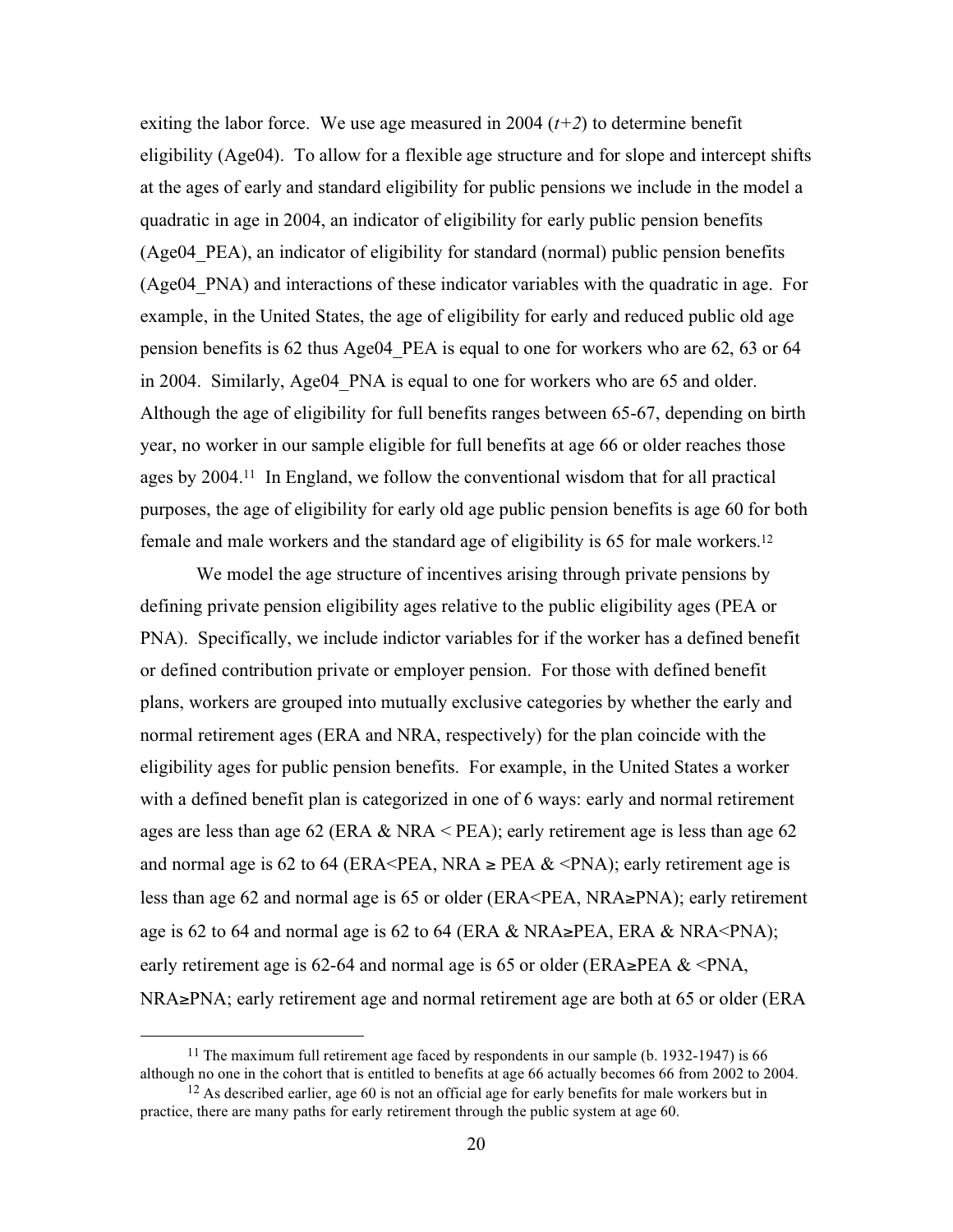exiting the labor force. We use age measured in 2004 (*t+2*) to determine benefit eligibility (Age04). To allow for a flexible age structure and for slope and intercept shifts at the ages of early and standard eligibility for public pensions we include in the model a quadratic in age in 2004, an indicator of eligibility for early public pension benefits (Age04_PEA), an indicator of eligibility for standard (normal) public pension benefits (Age04_PNA) and interactions of these indicator variables with the quadratic in age. For example, in the United States, the age of eligibility for early and reduced public old age pension benefits is 62 thus Age04_PEA is equal to one for workers who are 62, 63 or 64 in 2004. Similarly, Age04_PNA is equal to one for workers who are 65 and older. Although the age of eligibility for full benefits ranges between 65-67, depending on birth year, no worker in our sample eligible for full benefits at age 66 or older reaches those ages by 2004.[11] In England, we follow the conventional wisdom that for all practical purposes, the age of eligibility for early old age public pension benefits is age 60 for both female and male workers and the standard age of eligibility is 65 for male workers.[12]

We model the age structure of incentives arising through private pensions by defining private pension eligibility ages relative to the public eligibility ages (PEA or PNA). Specifically, we include indictor variables for if the worker has a defined benefit or defined contribution private or employer pension. For those with defined benefit plans, workers are grouped into mutually exclusive categories by whether the early and normal retirement ages (ERA and NRA, respectively) for the plan coincide with the eligibility ages for public pension benefits. For example, in the United States a worker with a defined benefit plan is categorized in one of 6 ways: early and normal retirement ages are less than age 62 (ERA & NRA < PEA); early retirement age is less than age 62 and normal age is 62 to 64 (ERA<PEA, NRA ≥ PEA & <PNA); early retirement age is less than age 62 and normal age is 65 or older (ERA<PEA, NRA≥PNA); early retirement age is 62 to 64 and normal age is 62 to 64 (ERA & NRA≥PEA, ERA & NRA<PNA); early retirement age is 62-64 and normal age is 65 or older (ERA≥PEA & <PNA, NRA≥PNA; early retirement age and normal retirement age are both at 65 or older (ERA

---

[11] The maximum full retirement age faced by respondents in our sample (b. 1932-1947) is 66 although no one in the cohort that is entitled to benefits at age 66 actually becomes 66 from 2002 to 2004.

[12] As described earlier, age 60 is not an official age for early benefits for male workers but in practice, there are many paths for early retirement through the public system at age 60.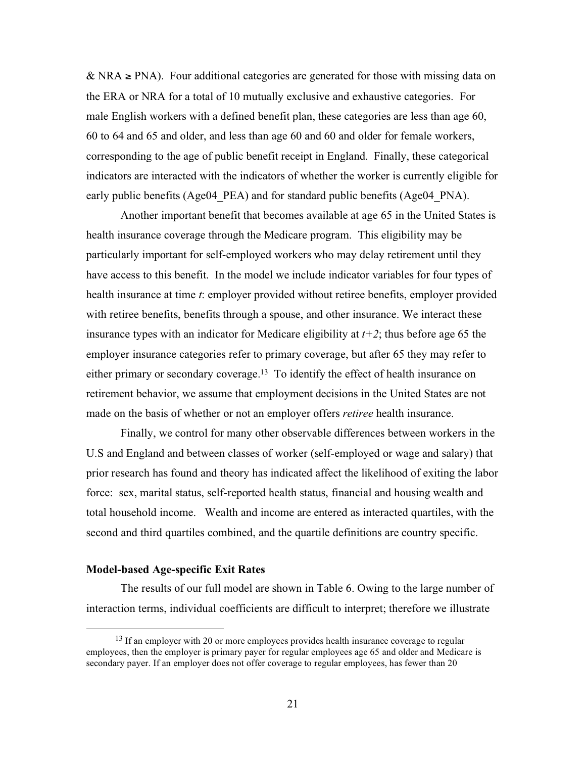& NRA ≥ PNA). Four additional categories are generated for those with missing data on the ERA or NRA for a total of 10 mutually exclusive and exhaustive categories. For male English workers with a defined benefit plan, these categories are less than age 60, 60 to 64 and 65 and older, and less than age 60 and 60 and older for female workers, corresponding to the age of public benefit receipt in England. Finally, these categorical indicators are interacted with the indicators of whether the worker is currently eligible for early public benefits (Age04_PEA) and for standard public benefits (Age04_PNA).

Another important benefit that becomes available at age 65 in the United States is health insurance coverage through the Medicare program. This eligibility may be particularly important for self-employed workers who may delay retirement until they have access to this benefit. In the model we include indicator variables for four types of health insurance at time *t*: employer provided without retiree benefits, employer provided with retiree benefits, benefits through a spouse, and other insurance. We interact these insurance types with an indicator for Medicare eligibility at $t+2$; thus before age 65 the employer insurance categories refer to primary coverage, but after 65 they may refer to either primary or secondary coverage.[13] To identify the effect of health insurance on retirement behavior, we assume that employment decisions in the United States are not made on the basis of whether or not an employer offers *retiree* health insurance.

Finally, we control for many other observable differences between workers in the U.S and England and between classes of worker (self-employed or wage and salary) that prior research has found and theory has indicated affect the likelihood of exiting the labor force: sex, marital status, self-reported health status, financial and housing wealth and total household income. Wealth and income are entered as interacted quartiles, with the second and third quartiles combined, and the quartile definitions are country specific.

### Model-based Age-specific Exit Rates

The results of our full model are shown in Table 6. Owing to the large number of interaction terms, individual coefficients are difficult to interpret; therefore we illustrate

[13] If an employer with 20 or more employees provides health insurance coverage to regular employees, then the employer is primary payer for regular employees age 65 and older and Medicare is secondary payer. If an employer does not offer coverage to regular employees, has fewer than 20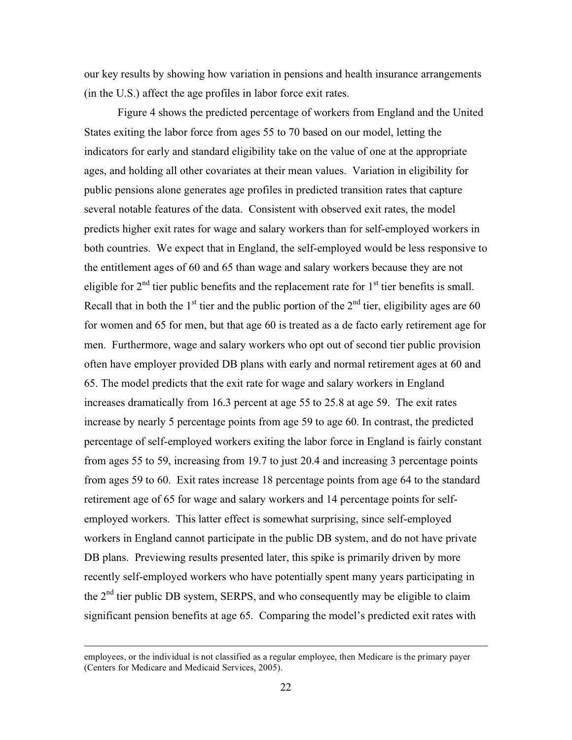our key results by showing how variation in pensions and health insurance arrangements (in the U.S.) affect the age profiles in labor force exit rates.

Figure 4 shows the predicted percentage of workers from England and the United States exiting the labor force from ages 55 to 70 based on our model, letting the indicators for early and standard eligibility take on the value of one at the appropriate ages, and holding all other covariates at their mean values. Variation in eligibility for public pensions alone generates age profiles in predicted transition rates that capture several notable features of the data. Consistent with observed exit rates, the model predicts higher exit rates for wage and salary workers than for self-employed workers in both countries. We expect that in England, the self-employed would be less responsive to the entitlement ages of 60 and 65 than wage and salary workers because they are not eligible for 2nd tier public benefits and the replacement rate for 1st tier benefits is small. Recall that in both the 1st tier and the public portion of the 2nd tier, eligibility ages are 60 for women and 65 for men, but that age 60 is treated as a de facto early retirement age for men. Furthermore, wage and salary workers who opt out of second tier public provision often have employer provided DB plans with early and normal retirement ages at 60 and 65. The model predicts that the exit rate for wage and salary workers in England increases dramatically from 16.3 percent at age 55 to 25.8 at age 59. The exit rates increase by nearly 5 percentage points from age 59 to age 60. In contrast, the predicted percentage of self-employed workers exiting the labor force in England is fairly constant from ages 55 to 59, increasing from 19.7 to just 20.4 and increasing 3 percentage points from ages 59 to 60. Exit rates increase 18 percentage points from age 64 to the standard retirement age of 65 for wage and salary workers and 14 percentage points for self-employed workers. This latter effect is somewhat surprising, since self-employed workers in England cannot participate in the public DB system, and do not have private DB plans. Previewing results presented later, this spike is primarily driven by more recently self-employed workers who have potentially spent many years participating in the 2nd tier public DB system, SERPS, and who consequently may be eligible to claim significant pension benefits at age 65. Comparing the model's predicted exit rates with

---

employees, or the individual is not classified as a regular employee, then Medicare is the primary payer (Centers for Medicare and Medicaid Services, 2005).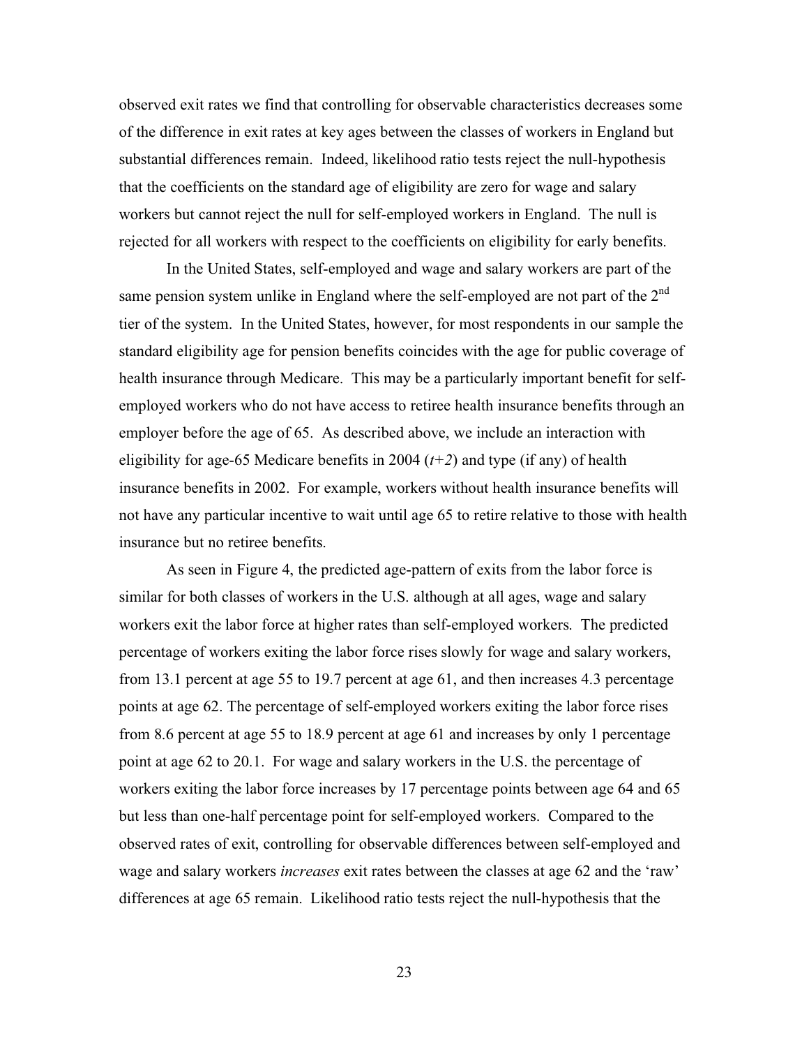observed exit rates we find that controlling for observable characteristics decreases some of the difference in exit rates at key ages between the classes of workers in England but substantial differences remain. Indeed, likelihood ratio tests reject the null-hypothesis that the coefficients on the standard age of eligibility are zero for wage and salary workers but cannot reject the null for self-employed workers in England. The null is rejected for all workers with respect to the coefficients on eligibility for early benefits.

In the United States, self-employed and wage and salary workers are part of the same pension system unlike in England where the self-employed are not part of the 2nd tier of the system. In the United States, however, for most respondents in our sample the standard eligibility age for pension benefits coincides with the age for public coverage of health insurance through Medicare. This may be a particularly important benefit for self-employed workers who do not have access to retiree health insurance benefits through an employer before the age of 65. As described above, we include an interaction with eligibility for age-65 Medicare benefits in 2004 ($t+2$) and type (if any) of health insurance benefits in 2002. For example, workers without health insurance benefits will not have any particular incentive to wait until age 65 to retire relative to those with health insurance but no retiree benefits.

As seen in Figure 4, the predicted age-pattern of exits from the labor force is similar for both classes of workers in the U.S. although at all ages, wage and salary workers exit the labor force at higher rates than self-employed workers. The predicted percentage of workers exiting the labor force rises slowly for wage and salary workers, from 13.1 percent at age 55 to 19.7 percent at age 61, and then increases 4.3 percentage points at age 62. The percentage of self-employed workers exiting the labor force rises from 8.6 percent at age 55 to 18.9 percent at age 61 and increases by only 1 percentage point at age 62 to 20.1. For wage and salary workers in the U.S. the percentage of workers exiting the labor force increases by 17 percentage points between age 64 and 65 but less than one-half percentage point for self-employed workers. Compared to the observed rates of exit, controlling for observable differences between self-employed and wage and salary workers *increases* exit rates between the classes at age 62 and the 'raw' differences at age 65 remain. Likelihood ratio tests reject the null-hypothesis that the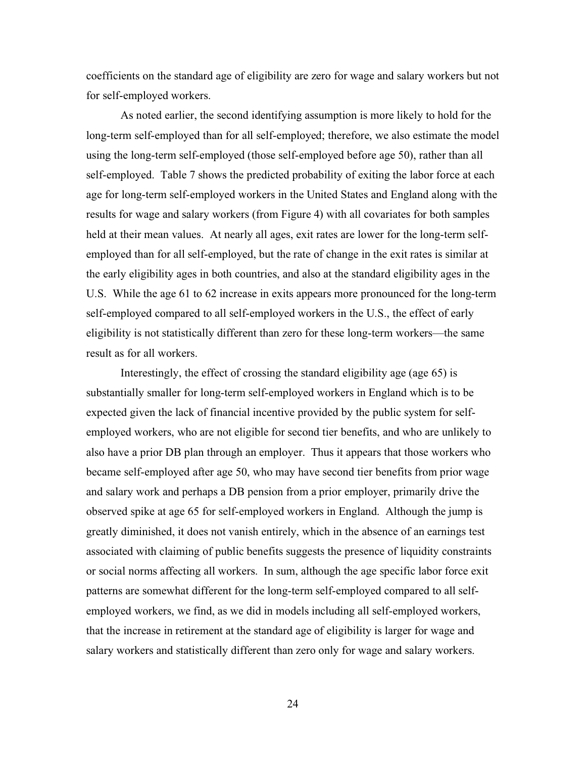coefficients on the standard age of eligibility are zero for wage and salary workers but not for self-employed workers.

As noted earlier, the second identifying assumption is more likely to hold for the long-term self-employed than for all self-employed; therefore, we also estimate the model using the long-term self-employed (those self-employed before age 50), rather than all self-employed. Table 7 shows the predicted probability of exiting the labor force at each age for long-term self-employed workers in the United States and England along with the results for wage and salary workers (from Figure 4) with all covariates for both samples held at their mean values. At nearly all ages, exit rates are lower for the long-term self-employed than for all self-employed, but the rate of change in the exit rates is similar at the early eligibility ages in both countries, and also at the standard eligibility ages in the U.S. While the age 61 to 62 increase in exits appears more pronounced for the long-term self-employed compared to all self-employed workers in the U.S., the effect of early eligibility is not statistically different than zero for these long-term workers—the same result as for all workers.

Interestingly, the effect of crossing the standard eligibility age (age 65) is substantially smaller for long-term self-employed workers in England which is to be expected given the lack of financial incentive provided by the public system for self-employed workers, who are not eligible for second tier benefits, and who are unlikely to also have a prior DB plan through an employer. Thus it appears that those workers who became self-employed after age 50, who may have second tier benefits from prior wage and salary work and perhaps a DB pension from a prior employer, primarily drive the observed spike at age 65 for self-employed workers in England. Although the jump is greatly diminished, it does not vanish entirely, which in the absence of an earnings test associated with claiming of public benefits suggests the presence of liquidity constraints or social norms affecting all workers. In sum, although the age specific labor force exit patterns are somewhat different for the long-term self-employed compared to all self-employed workers, we find, as we did in models including all self-employed workers, that the increase in retirement at the standard age of eligibility is larger for wage and salary workers and statistically different than zero only for wage and salary workers.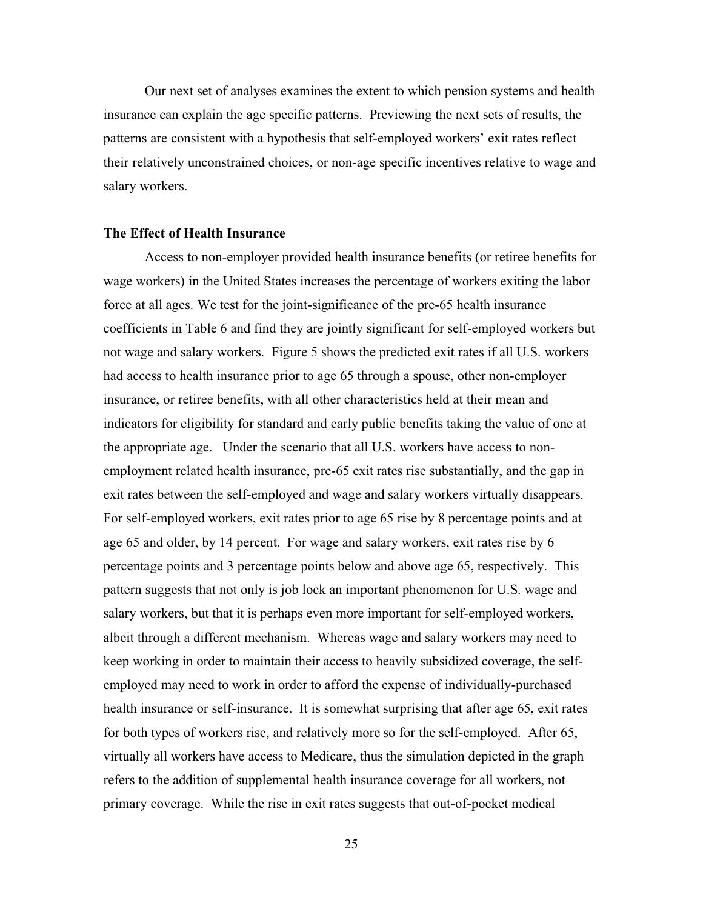Our next set of analyses examines the extent to which pension systems and health insurance can explain the age specific patterns. Previewing the next sets of results, the patterns are consistent with a hypothesis that self-employed workers' exit rates reflect their relatively unconstrained choices, or non-age specific incentives relative to wage and salary workers.

**The Effect of Health Insurance**

Access to non-employer provided health insurance benefits (or retiree benefits for wage workers) in the United States increases the percentage of workers exiting the labor force at all ages. We test for the joint-significance of the pre-65 health insurance coefficients in Table 6 and find they are jointly significant for self-employed workers but not wage and salary workers. Figure 5 shows the predicted exit rates if all U.S. workers had access to health insurance prior to age 65 through a spouse, other non-employer insurance, or retiree benefits, with all other characteristics held at their mean and indicators for eligibility for standard and early public benefits taking the value of one at the appropriate age. Under the scenario that all U.S. workers have access to non-employment related health insurance, pre-65 exit rates rise substantially, and the gap in exit rates between the self-employed and wage and salary workers virtually disappears. For self-employed workers, exit rates prior to age 65 rise by 8 percentage points and at age 65 and older, by 14 percent. For wage and salary workers, exit rates rise by 6 percentage points and 3 percentage points below and above age 65, respectively. This pattern suggests that not only is job lock an important phenomenon for U.S. wage and salary workers, but that it is perhaps even more important for self-employed workers, albeit through a different mechanism. Whereas wage and salary workers may need to keep working in order to maintain their access to heavily subsidized coverage, the self-employed may need to work in order to afford the expense of individually-purchased health insurance or self-insurance. It is somewhat surprising that after age 65, exit rates for both types of workers rise, and relatively more so for the self-employed. After 65, virtually all workers have access to Medicare, thus the simulation depicted in the graph refers to the addition of supplemental health insurance coverage for all workers, not primary coverage. While the rise in exit rates suggests that out-of-pocket medical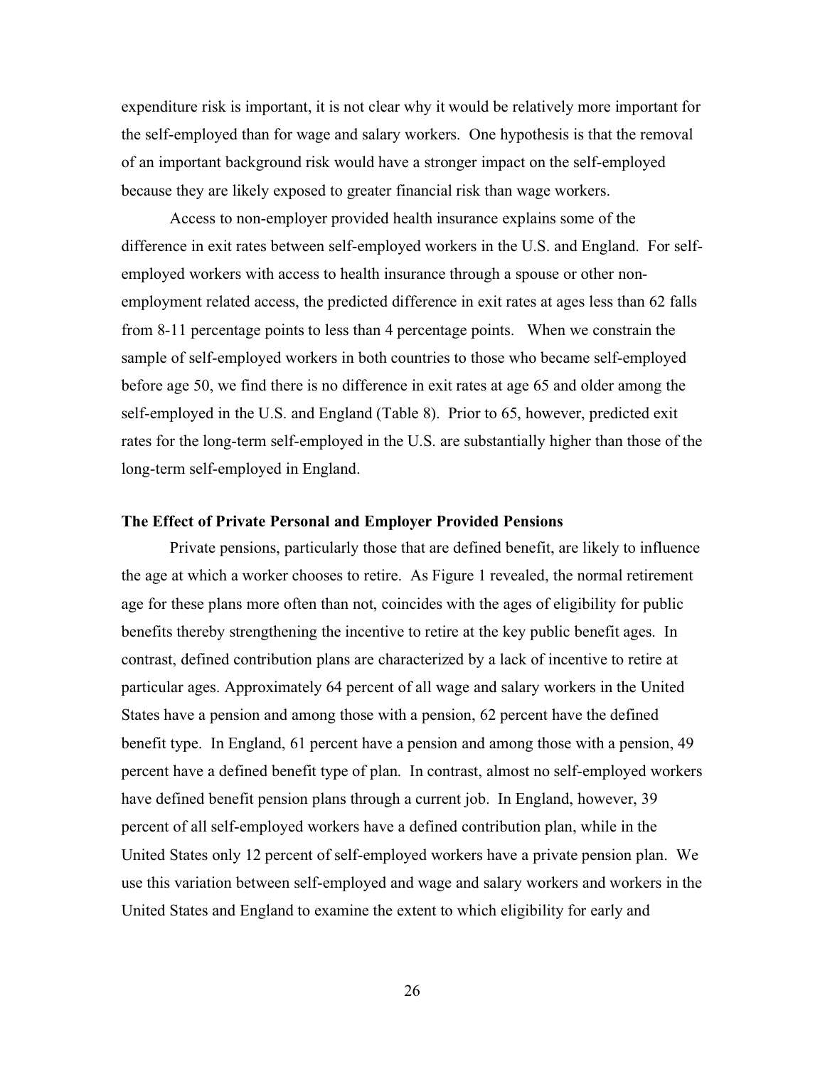expenditure risk is important, it is not clear why it would be relatively more important for the self-employed than for wage and salary workers. One hypothesis is that the removal of an important background risk would have a stronger impact on the self-employed because they are likely exposed to greater financial risk than wage workers.

Access to non-employer provided health insurance explains some of the difference in exit rates between self-employed workers in the U.S. and England. For self-employed workers with access to health insurance through a spouse or other non-employment related access, the predicted difference in exit rates at ages less than 62 falls from 8-11 percentage points to less than 4 percentage points. When we constrain the sample of self-employed workers in both countries to those who became self-employed before age 50, we find there is no difference in exit rates at age 65 and older among the self-employed in the U.S. and England (Table 8). Prior to 65, however, predicted exit rates for the long-term self-employed in the U.S. are substantially higher than those of the long-term self-employed in England.

**The Effect of Private Personal and Employer Provided Pensions**

Private pensions, particularly those that are defined benefit, are likely to influence the age at which a worker chooses to retire. As Figure 1 revealed, the normal retirement age for these plans more often than not, coincides with the ages of eligibility for public benefits thereby strengthening the incentive to retire at the key public benefit ages. In contrast, defined contribution plans are characterized by a lack of incentive to retire at particular ages. Approximately 64 percent of all wage and salary workers in the United States have a pension and among those with a pension, 62 percent have the defined benefit type. In England, 61 percent have a pension and among those with a pension, 49 percent have a defined benefit type of plan. In contrast, almost no self-employed workers have defined benefit pension plans through a current job. In England, however, 39 percent of all self-employed workers have a defined contribution plan, while in the United States only 12 percent of self-employed workers have a private pension plan. We use this variation between self-employed and wage and salary workers and workers in the United States and England to examine the extent to which eligibility for early and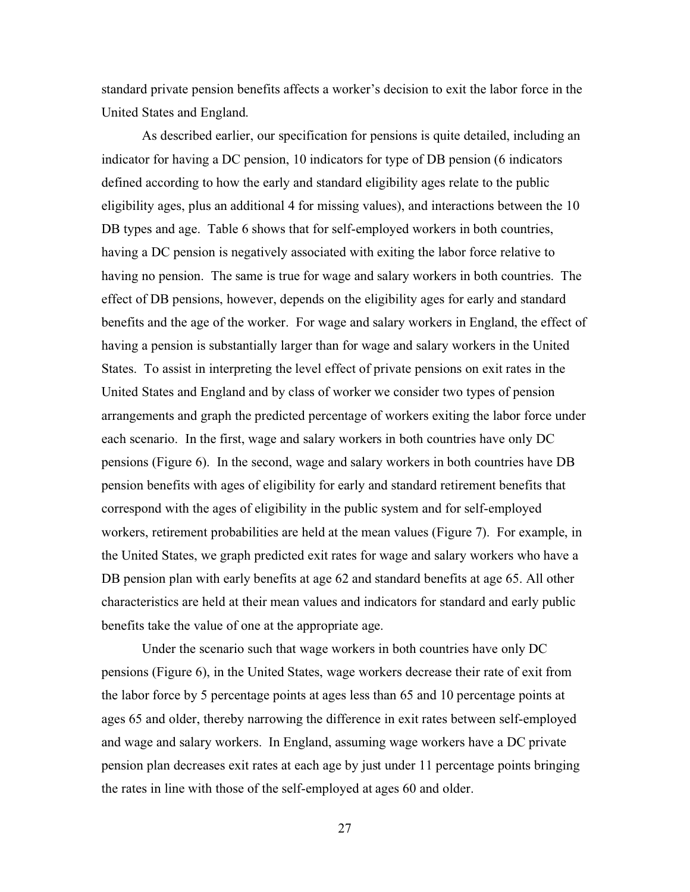standard private pension benefits affects a worker's decision to exit the labor force in the United States and England.

As described earlier, our specification for pensions is quite detailed, including an indicator for having a DC pension, 10 indicators for type of DB pension (6 indicators defined according to how the early and standard eligibility ages relate to the public eligibility ages, plus an additional 4 for missing values), and interactions between the 10 DB types and age. Table 6 shows that for self-employed workers in both countries, having a DC pension is negatively associated with exiting the labor force relative to having no pension. The same is true for wage and salary workers in both countries. The effect of DB pensions, however, depends on the eligibility ages for early and standard benefits and the age of the worker. For wage and salary workers in England, the effect of having a pension is substantially larger than for wage and salary workers in the United States. To assist in interpreting the level effect of private pensions on exit rates in the United States and England and by class of worker we consider two types of pension arrangements and graph the predicted percentage of workers exiting the labor force under each scenario. In the first, wage and salary workers in both countries have only DC pensions (Figure 6). In the second, wage and salary workers in both countries have DB pension benefits with ages of eligibility for early and standard retirement benefits that correspond with the ages of eligibility in the public system and for self-employed workers, retirement probabilities are held at the mean values (Figure 7). For example, in the United States, we graph predicted exit rates for wage and salary workers who have a DB pension plan with early benefits at age 62 and standard benefits at age 65. All other characteristics are held at their mean values and indicators for standard and early public benefits take the value of one at the appropriate age.

Under the scenario such that wage workers in both countries have only DC pensions (Figure 6), in the United States, wage workers decrease their rate of exit from the labor force by 5 percentage points at ages less than 65 and 10 percentage points at ages 65 and older, thereby narrowing the difference in exit rates between self-employed and wage and salary workers. In England, assuming wage workers have a DC private pension plan decreases exit rates at each age by just under 11 percentage points bringing the rates in line with those of the self-employed at ages 60 and older.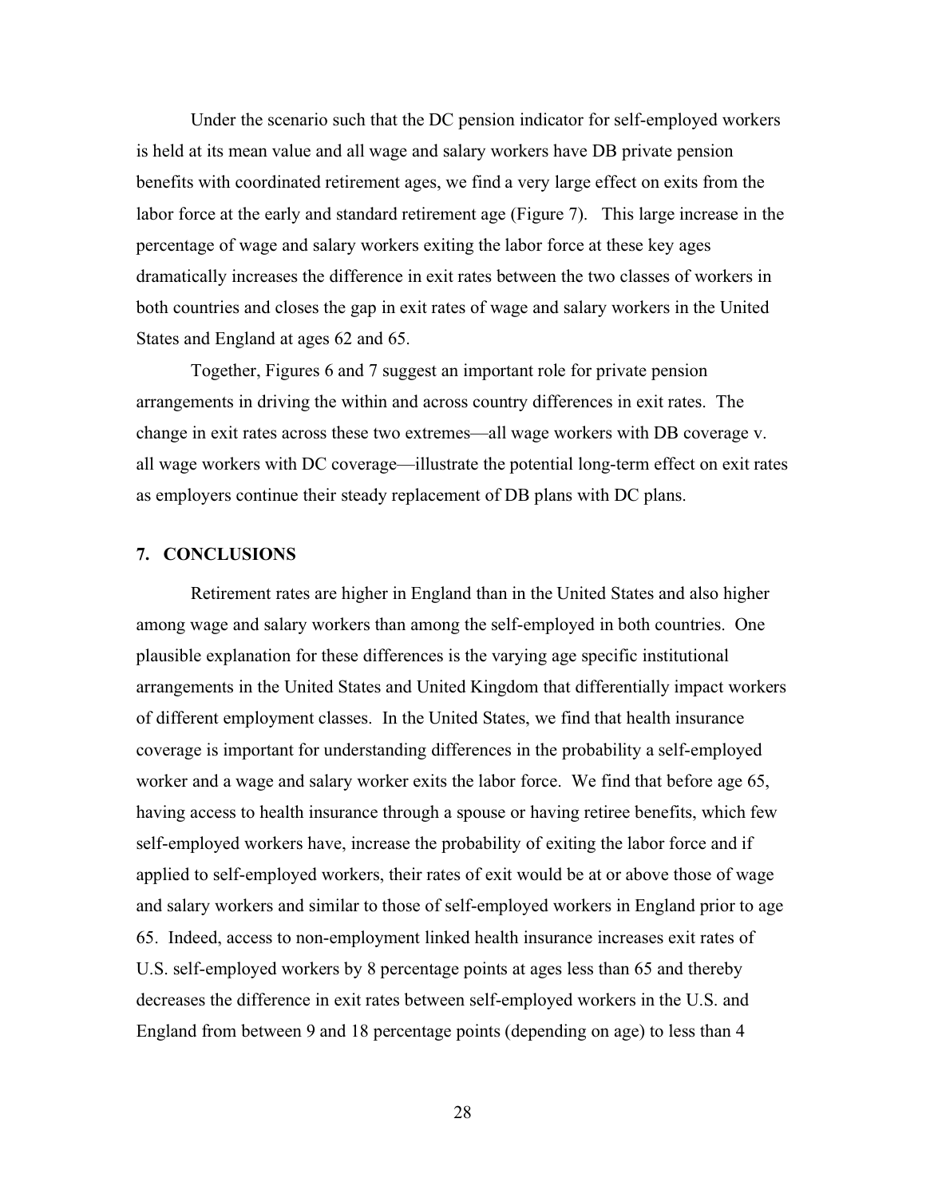Under the scenario such that the DC pension indicator for self-employed workers is held at its mean value and all wage and salary workers have DB private pension benefits with coordinated retirement ages, we find a very large effect on exits from the labor force at the early and standard retirement age (Figure 7). This large increase in the percentage of wage and salary workers exiting the labor force at these key ages dramatically increases the difference in exit rates between the two classes of workers in both countries and closes the gap in exit rates of wage and salary workers in the United States and England at ages 62 and 65.

Together, Figures 6 and 7 suggest an important role for private pension arrangements in driving the within and across country differences in exit rates. The change in exit rates across these two extremes—all wage workers with DB coverage v. all wage workers with DC coverage—illustrate the potential long-term effect on exit rates as employers continue their steady replacement of DB plans with DC plans.

## 7. CONCLUSIONS

Retirement rates are higher in England than in the United States and also higher among wage and salary workers than among the self-employed in both countries. One plausible explanation for these differences is the varying age specific institutional arrangements in the United States and United Kingdom that differentially impact workers of different employment classes. In the United States, we find that health insurance coverage is important for understanding differences in the probability a self-employed worker and a wage and salary worker exits the labor force. We find that before age 65, having access to health insurance through a spouse or having retiree benefits, which few self-employed workers have, increase the probability of exiting the labor force and if applied to self-employed workers, their rates of exit would be at or above those of wage and salary workers and similar to those of self-employed workers in England prior to age 65. Indeed, access to non-employment linked health insurance increases exit rates of U.S. self-employed workers by 8 percentage points at ages less than 65 and thereby decreases the difference in exit rates between self-employed workers in the U.S. and England from between 9 and 18 percentage points (depending on age) to less than 4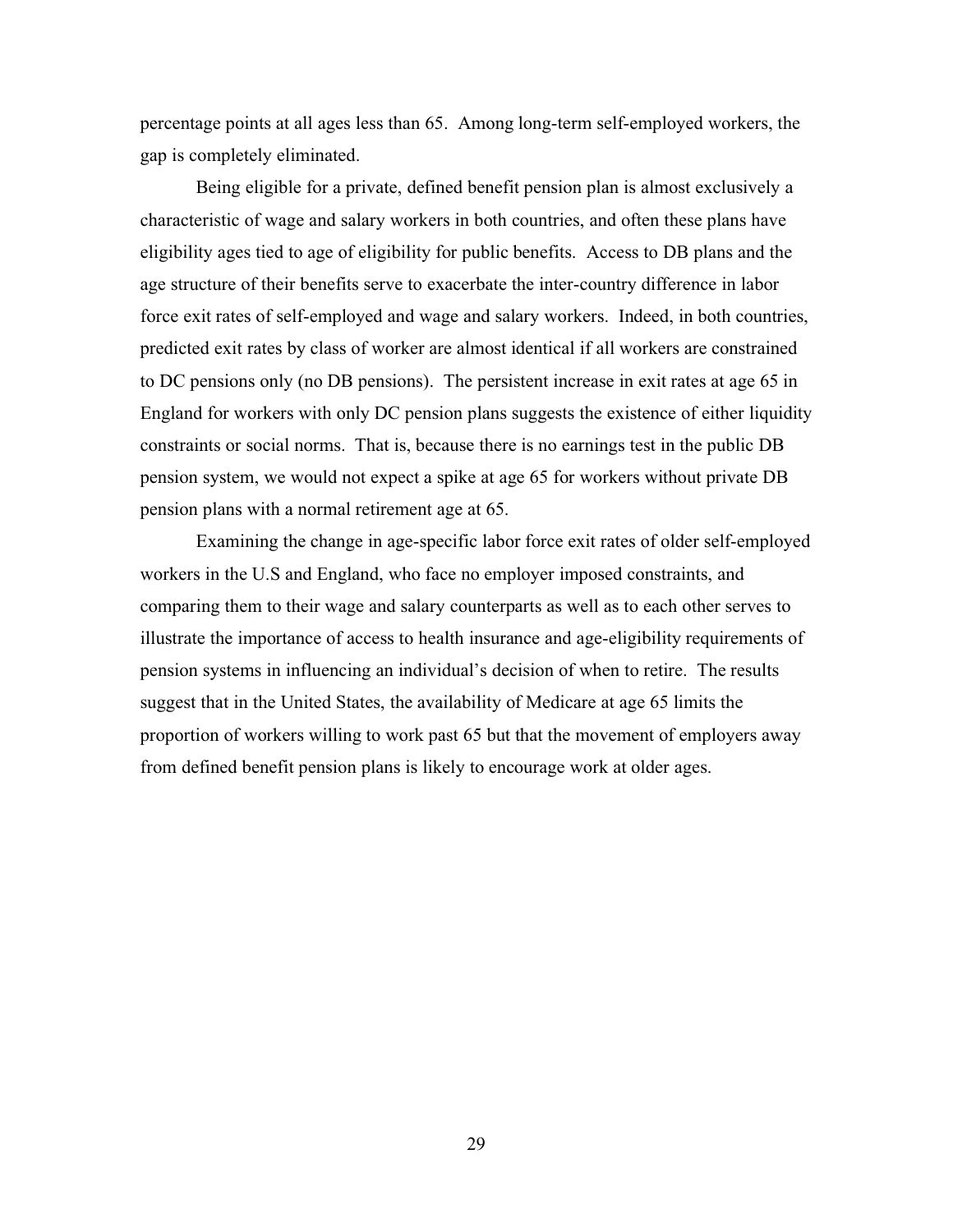percentage points at all ages less than 65. Among long-term self-employed workers, the gap is completely eliminated.

Being eligible for a private, defined benefit pension plan is almost exclusively a characteristic of wage and salary workers in both countries, and often these plans have eligibility ages tied to age of eligibility for public benefits. Access to DB plans and the age structure of their benefits serve to exacerbate the inter-country difference in labor force exit rates of self-employed and wage and salary workers. Indeed, in both countries, predicted exit rates by class of worker are almost identical if all workers are constrained to DC pensions only (no DB pensions). The persistent increase in exit rates at age 65 in England for workers with only DC pension plans suggests the existence of either liquidity constraints or social norms. That is, because there is no earnings test in the public DB pension system, we would not expect a spike at age 65 for workers without private DB pension plans with a normal retirement age at 65.

Examining the change in age-specific labor force exit rates of older self-employed workers in the U.S and England, who face no employer imposed constraints, and comparing them to their wage and salary counterparts as well as to each other serves to illustrate the importance of access to health insurance and age-eligibility requirements of pension systems in influencing an individual's decision of when to retire. The results suggest that in the United States, the availability of Medicare at age 65 limits the proportion of workers willing to work past 65 but that the movement of employers away from defined benefit pension plans is likely to encourage work at older ages.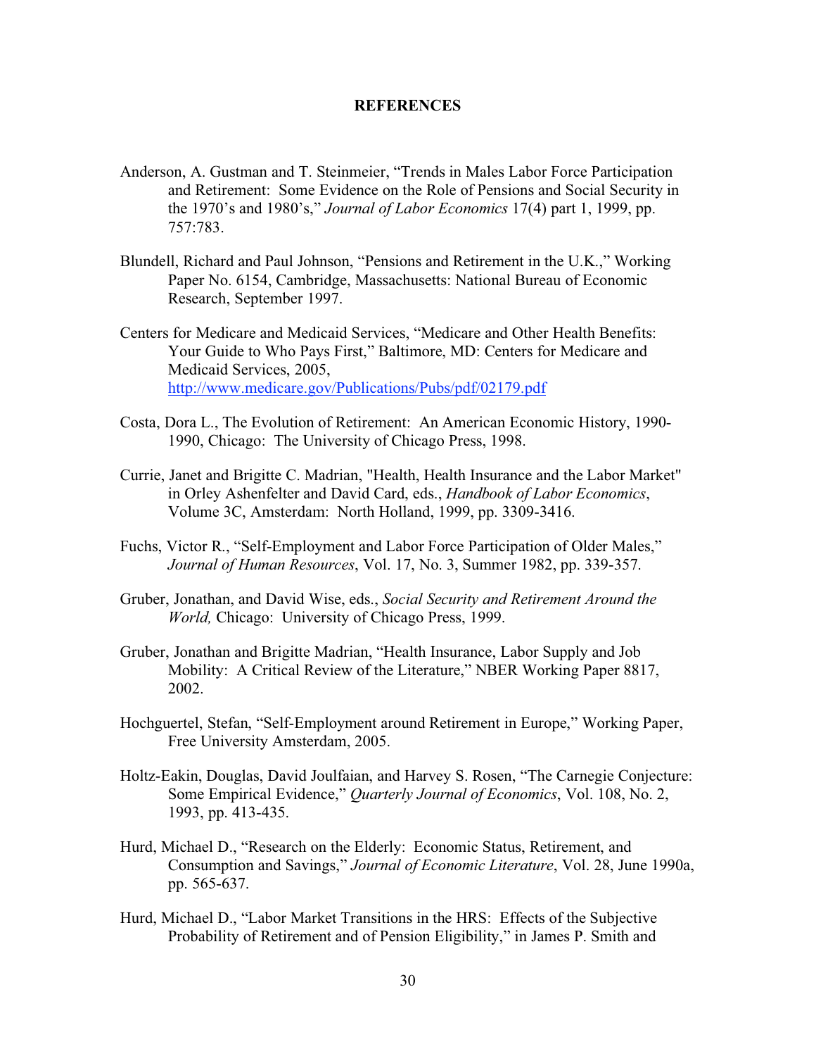**REFERENCES**

Anderson, A. Gustman and T. Steinmeier, "Trends in Males Labor Force Participation and Retirement: Some Evidence on the Role of Pensions and Social Security in the 1970's and 1980's," *Journal of Labor Economics* 17(4) part 1, 1999, pp. 757:783.

Blundell, Richard and Paul Johnson, "Pensions and Retirement in the U.K.," Working Paper No. 6154, Cambridge, Massachusetts: National Bureau of Economic Research, September 1997.

Centers for Medicare and Medicaid Services, "Medicare and Other Health Benefits: Your Guide to Who Pays First," Baltimore, MD: Centers for Medicare and Medicaid Services, 2005, http://www.medicare.gov/Publications/Pubs/pdf/02179.pdf

Costa, Dora L., The Evolution of Retirement: An American Economic History, 1990-1990, Chicago: The University of Chicago Press, 1998.

Currie, Janet and Brigitte C. Madrian, "Health, Health Insurance and the Labor Market" in Orley Ashenfelter and David Card, eds., *Handbook of Labor Economics*, Volume 3C, Amsterdam: North Holland, 1999, pp. 3309-3416.

Fuchs, Victor R., "Self-Employment and Labor Force Participation of Older Males," *Journal of Human Resources*, Vol. 17, No. 3, Summer 1982, pp. 339-357.

Gruber, Jonathan, and David Wise, eds., *Social Security and Retirement Around the World,* Chicago: University of Chicago Press, 1999.

Gruber, Jonathan and Brigitte Madrian, "Health Insurance, Labor Supply and Job Mobility: A Critical Review of the Literature," NBER Working Paper 8817, 2002.

Hochguertel, Stefan, "Self-Employment around Retirement in Europe," Working Paper, Free University Amsterdam, 2005.

Holtz-Eakin, Douglas, David Joulfaian, and Harvey S. Rosen, "The Carnegie Conjecture: Some Empirical Evidence," *Quarterly Journal of Economics*, Vol. 108, No. 2, 1993, pp. 413-435.

Hurd, Michael D., "Research on the Elderly: Economic Status, Retirement, and Consumption and Savings," *Journal of Economic Literature*, Vol. 28, June 1990a, pp. 565-637.

Hurd, Michael D., "Labor Market Transitions in the HRS: Effects of the Subjective Probability of Retirement and of Pension Eligibility," in James P. Smith and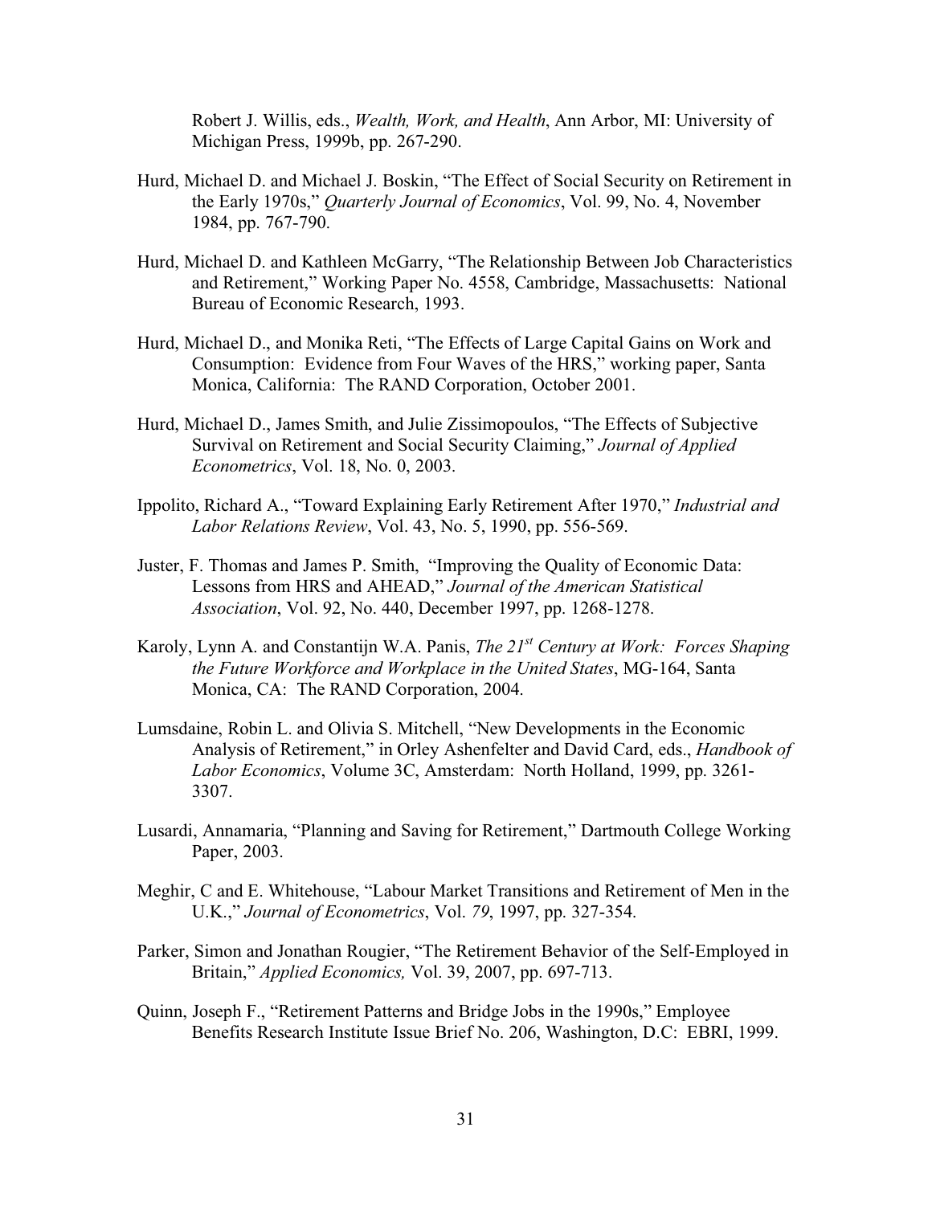Robert J. Willis, eds., *Wealth, Work, and Health*, Ann Arbor, MI: University of Michigan Press, 1999b, pp. 267-290.

Hurd, Michael D. and Michael J. Boskin, "The Effect of Social Security on Retirement in the Early 1970s," *Quarterly Journal of Economics*, Vol. 99, No. 4, November 1984, pp. 767-790.

Hurd, Michael D. and Kathleen McGarry, "The Relationship Between Job Characteristics and Retirement," Working Paper No. 4558, Cambridge, Massachusetts: National Bureau of Economic Research, 1993.

Hurd, Michael D., and Monika Reti, "The Effects of Large Capital Gains on Work and Consumption: Evidence from Four Waves of the HRS," working paper, Santa Monica, California: The RAND Corporation, October 2001.

Hurd, Michael D., James Smith, and Julie Zissimopoulos, "The Effects of Subjective Survival on Retirement and Social Security Claiming," *Journal of Applied Econometrics*, Vol. 18, No. 0, 2003.

Ippolito, Richard A., "Toward Explaining Early Retirement After 1970," *Industrial and Labor Relations Review*, Vol. 43, No. 5, 1990, pp. 556-569.

Juster, F. Thomas and James P. Smith, "Improving the Quality of Economic Data: Lessons from HRS and AHEAD," *Journal of the American Statistical Association*, Vol. 92, No. 440, December 1997, pp. 1268-1278.

Karoly, Lynn A. and Constantijn W.A. Panis, *The 21st Century at Work: Forces Shaping the Future Workforce and Workplace in the United States*, MG-164, Santa Monica, CA: The RAND Corporation, 2004.

Lumsdaine, Robin L. and Olivia S. Mitchell, "New Developments in the Economic Analysis of Retirement," in Orley Ashenfelter and David Card, eds., *Handbook of Labor Economics*, Volume 3C, Amsterdam: North Holland, 1999, pp. 3261-3307.

Lusardi, Annamaria, "Planning and Saving for Retirement," Dartmouth College Working Paper, 2003.

Meghir, C and E. Whitehouse, "Labour Market Transitions and Retirement of Men in the U.K.," *Journal of Econometrics*, Vol. *79*, 1997, pp. 327-354.

Parker, Simon and Jonathan Rougier, "The Retirement Behavior of the Self-Employed in Britain," *Applied Economics,* Vol. 39, 2007, pp. 697-713.

Quinn, Joseph F., "Retirement Patterns and Bridge Jobs in the 1990s," Employee Benefits Research Institute Issue Brief No. 206, Washington, D.C: EBRI, 1999.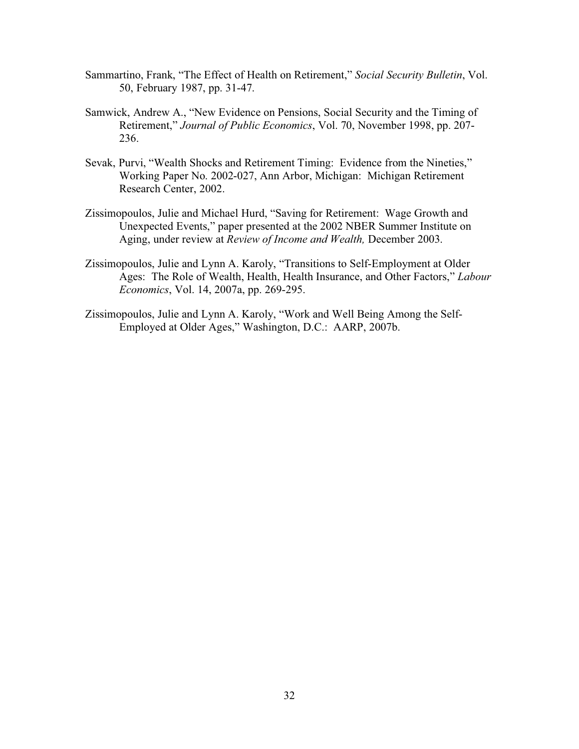Sammartino, Frank, "The Effect of Health on Retirement," *Social Security Bulletin*, Vol. 50, February 1987, pp. 31-47.

Samwick, Andrew A., "New Evidence on Pensions, Social Security and the Timing of Retirement," *Journal of Public Economics*, Vol. 70, November 1998, pp. 207-236.

Sevak, Purvi, "Wealth Shocks and Retirement Timing: Evidence from the Nineties," Working Paper No. 2002-027, Ann Arbor, Michigan: Michigan Retirement Research Center, 2002.

Zissimopoulos, Julie and Michael Hurd, "Saving for Retirement: Wage Growth and Unexpected Events," paper presented at the 2002 NBER Summer Institute on Aging, under review at *Review of Income and Wealth,* December 2003.

Zissimopoulos, Julie and Lynn A. Karoly, "Transitions to Self-Employment at Older Ages: The Role of Wealth, Health, Health Insurance, and Other Factors," *Labour Economics*, Vol. 14, 2007a, pp. 269-295.

Zissimopoulos, Julie and Lynn A. Karoly, "Work and Well Being Among the Self-Employed at Older Ages," Washington, D.C.: AARP, 2007b.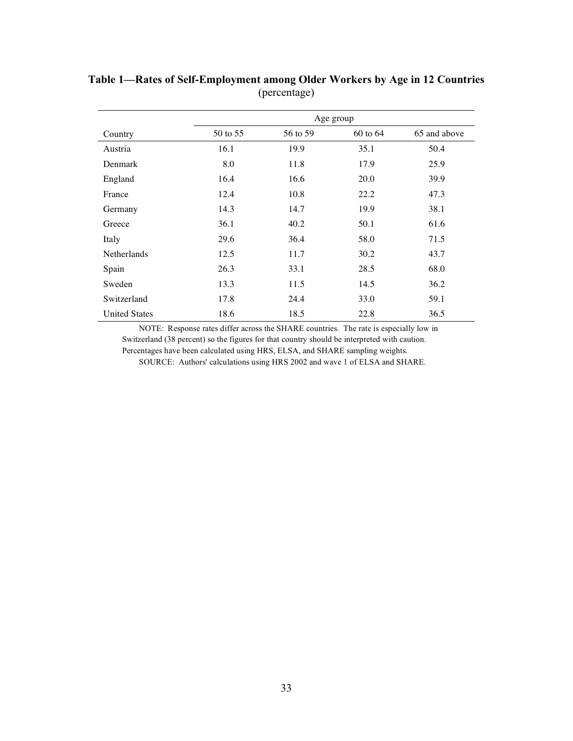**Table 1—Rates of Self-Employment among Older Workers by Age in 12 Countries**
(percentage)

| Country | Age group | | | |
|---|---|---|---|---|
| | 50 to 55 | 56 to 59 | 60 to 64 | 65 and above |
| Austria | 16.1 | 19.9 | 35.1 | 50.4 |
| Denmark | 8.0 | 11.8 | 17.9 | 25.9 |
| England | 16.4 | 16.6 | 20.0 | 39.9 |
| France | 12.4 | 10.8 | 22.2 | 47.3 |
| Germany | 14.3 | 14.7 | 19.9 | 38.1 |
| Greece | 36.1 | 40.2 | 50.1 | 61.6 |
| Italy | 29.6 | 36.4 | 58.0 | 71.5 |
| Netherlands | 12.5 | 11.7 | 30.2 | 43.7 |
| Spain | 26.3 | 33.1 | 28.5 | 68.0 |
| Sweden | 13.3 | 11.5 | 14.5 | 36.2 |
| Switzerland | 17.8 | 24.4 | 33.0 | 59.1 |
| United States | 18.6 | 18.5 | 22.8 | 36.5 |

NOTE: Response rates differ across the SHARE countries. The rate is especially low in Switzerland (38 percent) so the figures for that country should be interpreted with caution. Percentages have been calculated using HRS, ELSA, and SHARE sampling weights.

SOURCE: Authors' calculations using HRS 2002 and wave 1 of ELSA and SHARE.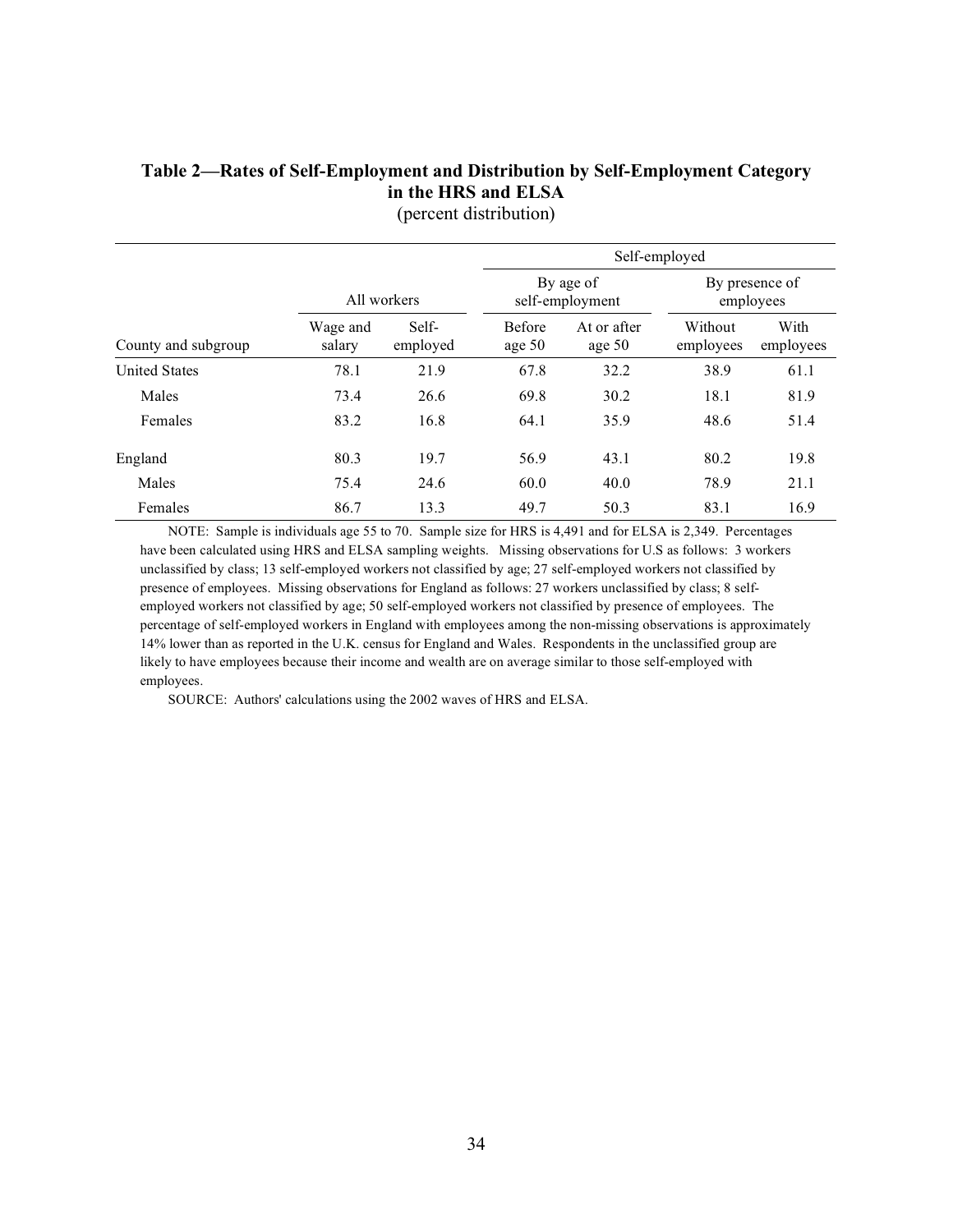**Table 2—Rates of Self-Employment and Distribution by Self-Employment Category in the HRS and ELSA**
(percent distribution)

| County and subgroup | All workers | | Self-employed | | | |
|---|---|---|---|---|---|---|
| | | | By age of self-employment | | By presence of employees | |
| | Wage and salary | Self-employed | Before age 50 | At or after age 50 | Without employees | With employees |
| United States | 78.1 | 21.9 | 67.8 | 32.2 | 38.9 | 61.1 |
| Males | 73.4 | 26.6 | 69.8 | 30.2 | 18.1 | 81.9 |
| Females | 83.2 | 16.8 | 64.1 | 35.9 | 48.6 | 51.4 |
| England | 80.3 | 19.7 | 56.9 | 43.1 | 80.2 | 19.8 |
| Males | 75.4 | 24.6 | 60.0 | 40.0 | 78.9 | 21.1 |
| Females | 86.7 | 13.3 | 49.7 | 50.3 | 83.1 | 16.9 |

NOTE: Sample is individuals age 55 to 70. Sample size for HRS is 4,491 and for ELSA is 2,349. Percentages have been calculated using HRS and ELSA sampling weights. Missing observations for U.S as follows: 3 workers unclassified by class; 13 self-employed workers not classified by age; 27 self-employed workers not classified by presence of employees. Missing observations for England as follows: 27 workers unclassified by class; 8 self-employed workers not classified by age; 50 self-employed workers not classified by presence of employees. The percentage of self-employed workers in England with employees among the non-missing observations is approximately 14% lower than as reported in the U.K. census for England and Wales. Respondents in the unclassified group are likely to have employees because their income and wealth are on average similar to those self-employed with employees.

SOURCE: Authors' calculations using the 2002 waves of HRS and ELSA.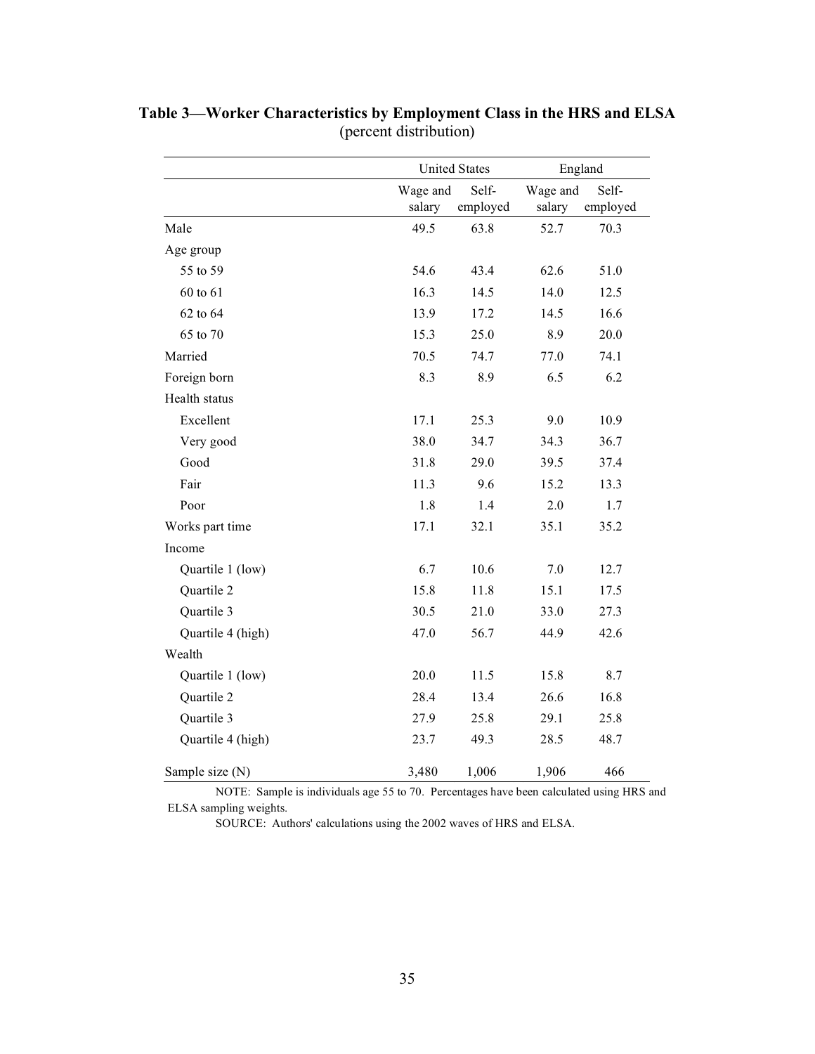**Table 3—Worker Characteristics by Employment Class in the HRS and ELSA**
(percent distribution)

| | United States | | England | |
|---|---|---|---|---|
| | Wage and salary | Self-employed | Wage and salary | Self-employed |
| Male | 49.5 | 63.8 | 52.7 | 70.3 |
| Age group | | | | |
| 55 to 59 | 54.6 | 43.4 | 62.6 | 51.0 |
| 60 to 61 | 16.3 | 14.5 | 14.0 | 12.5 |
| 62 to 64 | 13.9 | 17.2 | 14.5 | 16.6 |
| 65 to 70 | 15.3 | 25.0 | 8.9 | 20.0 |
| Married | 70.5 | 74.7 | 77.0 | 74.1 |
| Foreign born | 8.3 | 8.9 | 6.5 | 6.2 |
| Health status | | | | |
| Excellent | 17.1 | 25.3 | 9.0 | 10.9 |
| Very good | 38.0 | 34.7 | 34.3 | 36.7 |
| Good | 31.8 | 29.0 | 39.5 | 37.4 |
| Fair | 11.3 | 9.6 | 15.2 | 13.3 |
| Poor | 1.8 | 1.4 | 2.0 | 1.7 |
| Works part time | 17.1 | 32.1 | 35.1 | 35.2 |
| Income | | | | |
| Quartile 1 (low) | 6.7 | 10.6 | 7.0 | 12.7 |
| Quartile 2 | 15.8 | 11.8 | 15.1 | 17.5 |
| Quartile 3 | 30.5 | 21.0 | 33.0 | 27.3 |
| Quartile 4 (high) | 47.0 | 56.7 | 44.9 | 42.6 |
| Wealth | | | | |
| Quartile 1 (low) | 20.0 | 11.5 | 15.8 | 8.7 |
| Quartile 2 | 28.4 | 13.4 | 26.6 | 16.8 |
| Quartile 3 | 27.9 | 25.8 | 29.1 | 25.8 |
| Quartile 4 (high) | 23.7 | 49.3 | 28.5 | 48.7 |
| Sample size (N) | 3,480 | 1,006 | 1,906 | 466 |

NOTE: Sample is individuals age 55 to 70. Percentages have been calculated using HRS and ELSA sampling weights.

SOURCE: Authors' calculations using the 2002 waves of HRS and ELSA.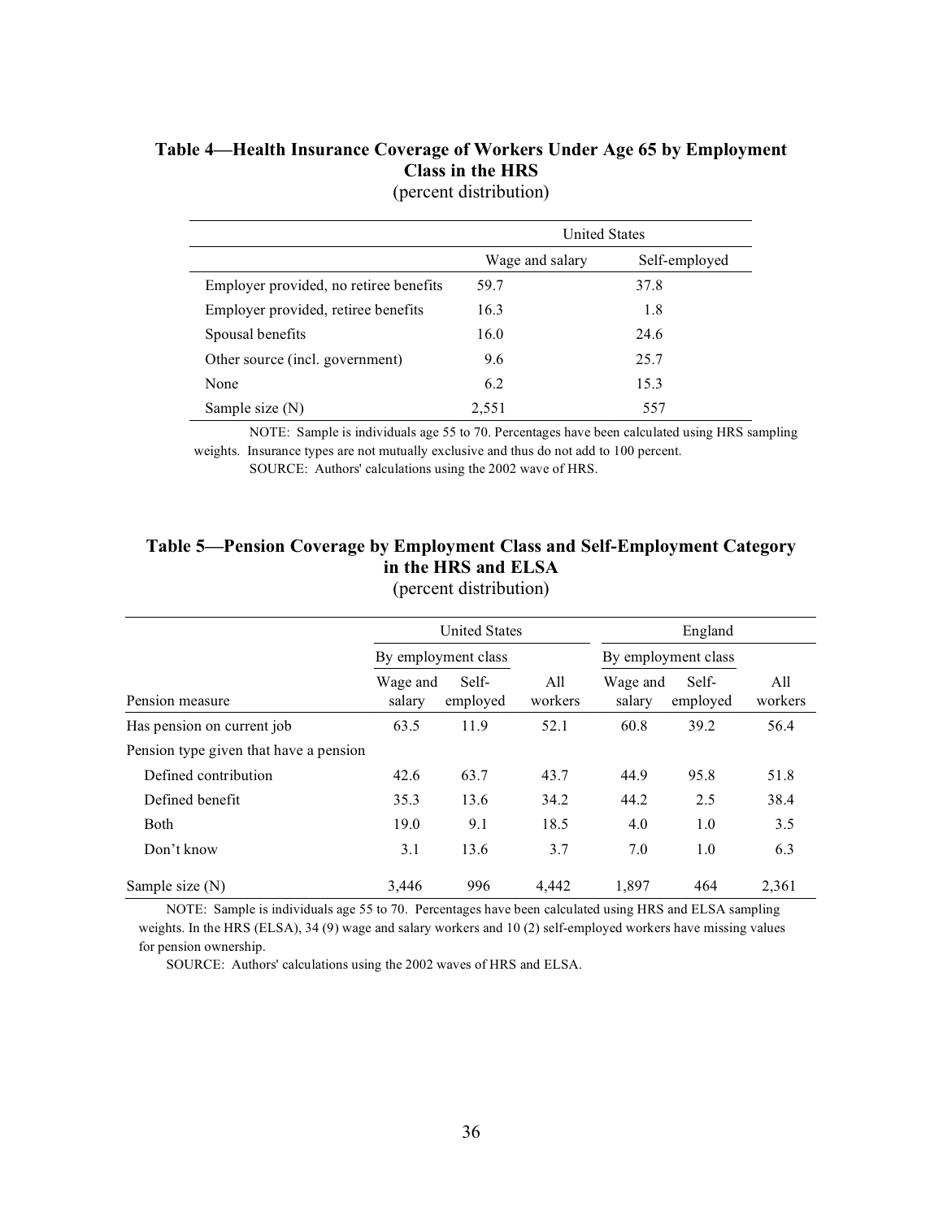**Table 4—Health Insurance Coverage of Workers Under Age 65 by Employment Class in the HRS**
(percent distribution)

| | United States | |
|---|---|---|
| | Wage and salary | Self-employed |
| Employer provided, no retiree benefits | 59.7 | 37.8 |
| Employer provided, retiree benefits | 16.3 | 1.8 |
| Spousal benefits | 16.0 | 24.6 |
| Other source (incl. government) | 9.6 | 25.7 |
| None | 6.2 | 15.3 |
| Sample size (N) | 2,551 | 557 |

NOTE: Sample is individuals age 55 to 70. Percentages have been calculated using HRS sampling weights. Insurance types are not mutually exclusive and thus do not add to 100 percent.
SOURCE: Authors' calculations using the 2002 wave of HRS.

**Table 5—Pension Coverage by Employment Class and Self-Employment Category in the HRS and ELSA**
(percent distribution)

| | United States | | | England | | |
|---|---|---|---|---|---|---|
| | By employment class | | | By employment class | | |
| Pension measure | Wage and salary | Self-employed | All workers | Wage and salary | Self-employed | All workers |
| Has pension on current job | 63.5 | 11.9 | 52.1 | 60.8 | 39.2 | 56.4 |
| Pension type given that have a pension | | | | | | |
| Defined contribution | 42.6 | 63.7 | 43.7 | 44.9 | 95.8 | 51.8 |
| Defined benefit | 35.3 | 13.6 | 34.2 | 44.2 | 2.5 | 38.4 |
| Both | 19.0 | 9.1 | 18.5 | 4.0 | 1.0 | 3.5 |
| Don't know | 3.1 | 13.6 | 3.7 | 7.0 | 1.0 | 6.3 |
| Sample size (N) | 3,446 | 996 | 4,442 | 1,897 | 464 | 2,361 |

NOTE: Sample is individuals age 55 to 70. Percentages have been calculated using HRS and ELSA sampling weights. In the HRS (ELSA), 34 (9) wage and salary workers and 10 (2) self-employed workers have missing values for pension ownership.
SOURCE: Authors' calculations using the 2002 waves of HRS and ELSA.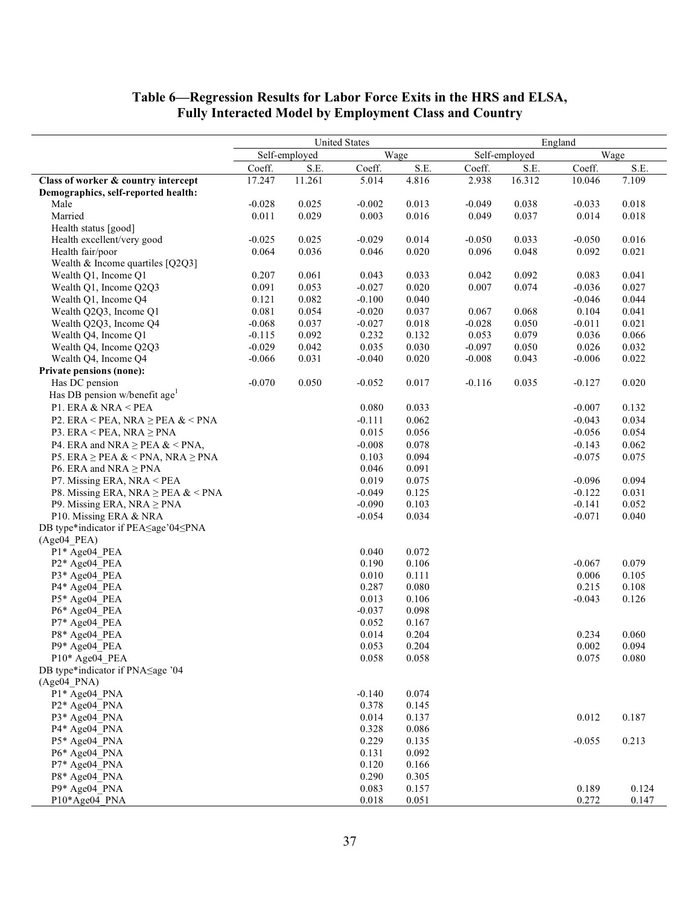# Table 6—Regression Results for Labor Force Exits in the HRS and ELSA, Fully Interacted Model by Employment Class and Country

| | United States | | | | England | | | |
|---|---|---|---|---|---|---|---|---|
| | Self-employed | | Wage | | Self-employed | | Wage | |
| | Coeff. | S.E. | Coeff. | S.E. | Coeff. | S.E. | Coeff. | S.E. |
| **Class of worker & country intercept** | 17.247 | 11.261 | 5.014 | 4.816 | 2.938 | 16.312 | 10.046 | 7.109 |
| **Demographics, self-reported health:** | | | | | | | | |
| Male | -0.028 | 0.025 | -0.002 | 0.013 | -0.049 | 0.038 | -0.033 | 0.018 |
| Married | 0.011 | 0.029 | 0.003 | 0.016 | 0.049 | 0.037 | 0.014 | 0.018 |
| Health status [good] | | | | | | | | |
| Health excellent/very good | -0.025 | 0.025 | -0.029 | 0.014 | -0.050 | 0.033 | -0.050 | 0.016 |
| Health fair/poor | 0.064 | 0.036 | 0.046 | 0.020 | 0.096 | 0.048 | 0.092 | 0.021 |
| Wealth & Income quartiles [Q2Q3] | | | | | | | | |
| Wealth Q1, Income Q1 | 0.207 | 0.061 | 0.043 | 0.033 | 0.042 | 0.092 | 0.083 | 0.041 |
| Wealth Q1, Income Q2Q3 | 0.091 | 0.053 | -0.027 | 0.020 | 0.007 | 0.074 | -0.036 | 0.027 |
| Wealth Q1, Income Q4 | 0.121 | 0.082 | -0.100 | 0.040 | | | -0.046 | 0.044 |
| Wealth Q2Q3, Income Q1 | 0.081 | 0.054 | -0.020 | 0.037 | 0.067 | 0.068 | 0.104 | 0.041 |
| Wealth Q2Q3, Income Q4 | -0.068 | 0.037 | -0.027 | 0.018 | -0.028 | 0.050 | -0.011 | 0.021 |
| Wealth Q4, Income Q1 | -0.115 | 0.092 | 0.232 | 0.132 | 0.053 | 0.079 | 0.036 | 0.066 |
| Wealth Q4, Income Q2Q3 | -0.029 | 0.042 | 0.035 | 0.030 | -0.097 | 0.050 | 0.026 | 0.032 |
| Wealth Q4, Income Q4 | -0.066 | 0.031 | -0.040 | 0.020 | -0.008 | 0.043 | -0.006 | 0.022 |
| **Private pensions (none):** | | | | | | | | |
| Has DC pension | -0.070 | 0.050 | -0.052 | 0.017 | -0.116 | 0.035 | -0.127 | 0.020 |
| Has DB pension w/benefit age[1] | | | | | | | | |
| P1. ERA & NRA < PEA | | | 0.080 | 0.033 | | | -0.007 | 0.132 |
| P2. ERA < PEA, NRA ≥ PEA & < PNA | | | -0.111 | 0.062 | | | -0.043 | 0.034 |
| P3. ERA < PEA, NRA ≥ PNA | | | 0.015 | 0.056 | | | -0.056 | 0.054 |
| P4. ERA and NRA ≥ PEA & < PNA, | | | -0.008 | 0.078 | | | -0.143 | 0.062 |
| P5. ERA ≥ PEA & < PNA, NRA ≥ PNA | | | 0.103 | 0.094 | | | -0.075 | 0.075 |
| P6. ERA and NRA ≥ PNA | | | 0.046 | 0.091 | | | | |
| P7. Missing ERA, NRA < PEA | | | 0.019 | 0.075 | | | -0.096 | 0.094 |
| P8. Missing ERA, NRA ≥ PEA & < PNA | | | -0.049 | 0.125 | | | -0.122 | 0.031 |
| P9. Missing ERA, NRA ≥ PNA | | | -0.090 | 0.103 | | | -0.141 | 0.052 |
| P10. Missing ERA & NRA | | | -0.054 | 0.034 | | | -0.071 | 0.040 |
| DB type*indicator if PEA≤age'04≤PNA (Age04_PEA) | | | | | | | | |
| P1* Age04_PEA | | | 0.040 | 0.072 | | | | |
| P2* Age04_PEA | | | 0.190 | 0.106 | | | -0.067 | 0.079 |
| P3* Age04_PEA | | | 0.010 | 0.111 | | | 0.006 | 0.105 |
| P4* Age04_PEA | | | 0.287 | 0.080 | | | 0.215 | 0.108 |
| P5* Age04_PEA | | | 0.013 | 0.106 | | | -0.043 | 0.126 |
| P6* Age04_PEA | | | -0.037 | 0.098 | | | | |
| P7* Age04_PEA | | | 0.052 | 0.167 | | | | |
| P8* Age04_PEA | | | 0.014 | 0.204 | | | 0.234 | 0.060 |
| P9* Age04_PEA | | | 0.053 | 0.204 | | | 0.002 | 0.094 |
| P10* Age04_PEA | | | 0.058 | 0.058 | | | 0.075 | 0.080 |
| DB type*indicator if PNA≤age '04 (Age04_PNA) | | | | | | | | |
| P1* Age04_PNA | | | -0.140 | 0.074 | | | | |
| P2* Age04_PNA | | | 0.378 | 0.145 | | | | |
| P3* Age04_PNA | | | 0.014 | 0.137 | | | 0.012 | 0.187 |
| P4* Age04_PNA | | | 0.328 | 0.086 | | | | |
| P5* Age04_PNA | | | 0.229 | 0.135 | | | -0.055 | 0.213 |
| P6* Age04_PNA | | | 0.131 | 0.092 | | | | |
| P7* Age04_PNA | | | 0.120 | 0.166 | | | | |
| P8* Age04_PNA | | | 0.290 | 0.305 | | | | |
| P9* Age04_PNA | | | 0.083 | 0.157 | | | 0.189 | 0.124 |
| P10*Age04_PNA | | | 0.018 | 0.051 | | | 0.272 | 0.147 |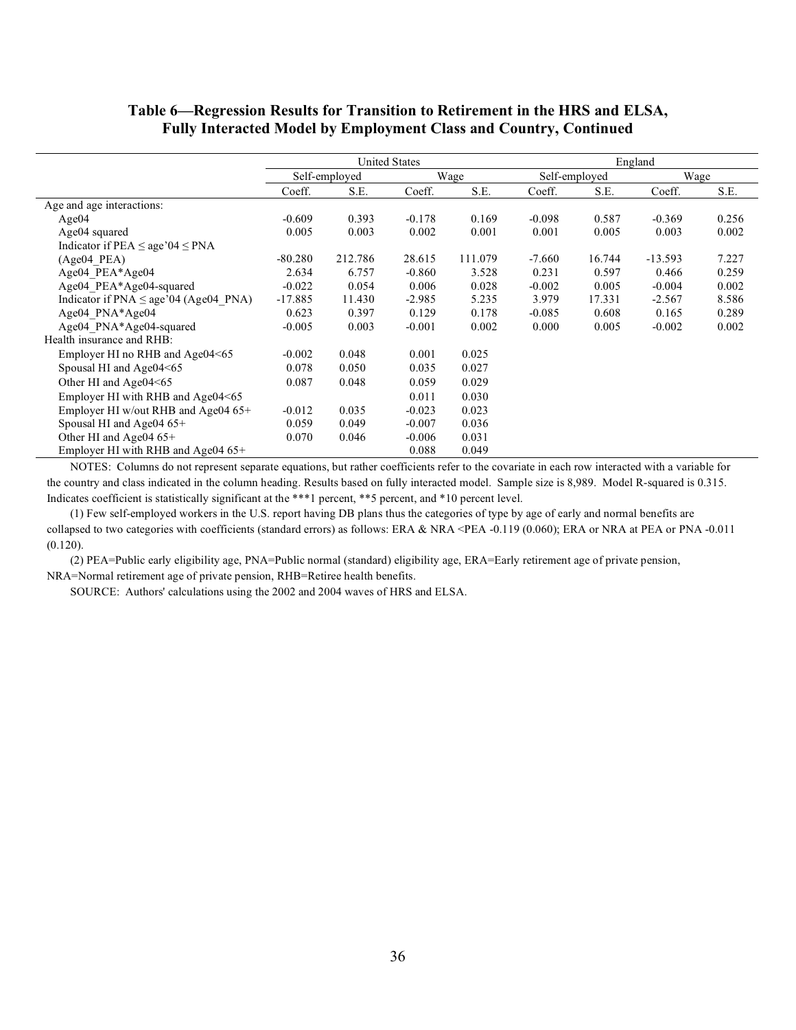### Table 6—Regression Results for Transition to Retirement in the HRS and ELSA, Fully Interacted Model by Employment Class and Country, Continued

| | United States | | | | England | | | |
|---|---|---|---|---|---|---|---|---|
| | Self-employed | | Wage | | Self-employed | | Wage | |
| | Coeff. | S.E. | Coeff. | S.E. | Coeff. | S.E. | Coeff. | S.E. |
| Age and age interactions: | | | | | | | | |
| Age04 | -0.609 | 0.393 | -0.178 | 0.169 | -0.098 | 0.587 | -0.369 | 0.256 |
| Age04 squared | 0.005 | 0.003 | 0.002 | 0.001 | 0.001 | 0.005 | 0.003 | 0.002 |
| Indicator if PEA ≤ age'04 ≤ PNA (Age04_PEA) | -80.280 | 212.786 | 28.615 | 111.079 | -7.660 | 16.744 | -13.593 | 7.227 |
| Age04_PEA*Age04 | 2.634 | 6.757 | -0.860 | 3.528 | 0.231 | 0.597 | 0.466 | 0.259 |
| Age04_PEA*Age04-squared | -0.022 | 0.054 | 0.006 | 0.028 | -0.002 | 0.005 | -0.004 | 0.002 |
| Indicator if PNA ≤ age'04 (Age04_PNA) | -17.885 | 11.430 | -2.985 | 5.235 | 3.979 | 17.331 | -2.567 | 8.586 |
| Age04_PNA*Age04 | 0.623 | 0.397 | 0.129 | 0.178 | -0.085 | 0.608 | 0.165 | 0.289 |
| Age04_PNA*Age04-squared | -0.005 | 0.003 | -0.001 | 0.002 | 0.000 | 0.005 | -0.002 | 0.002 |
| Health insurance and RHB: | | | | | | | | |
| Employer HI no RHB and Age04<65 | -0.002 | 0.048 | 0.001 | 0.025 | | | | |
| Spousal HI and Age04<65 | 0.078 | 0.050 | 0.035 | 0.027 | | | | |
| Other HI and Age04<65 | 0.087 | 0.048 | 0.059 | 0.029 | | | | |
| Employer HI with RHB and Age04<65 | | | 0.011 | 0.030 | | | | |
| Employer HI w/out RHB and Age04 65+ | -0.012 | 0.035 | -0.023 | 0.023 | | | | |
| Spousal HI and Age04 65+ | 0.059 | 0.049 | -0.007 | 0.036 | | | | |
| Other HI and Age04 65+ | 0.070 | 0.046 | -0.006 | 0.031 | | | | |
| Employer HI with RHB and Age04 65+ | | | 0.088 | 0.049 | | | | |

NOTES: Columns do not represent separate equations, but rather coefficients refer to the covariate in each row interacted with a variable for the country and class indicated in the column heading. Results based on fully interacted model. Sample size is 8,989. Model R-squared is 0.315. Indicates coefficient is statistically significant at the ***1 percent, **5 percent, and *10 percent level.

(1) Few self-employed workers in the U.S. report having DB plans thus the categories of type by age of early and normal benefits are collapsed to two categories with coefficients (standard errors) as follows: ERA & NRA <PEA -0.119 (0.060); ERA or NRA at PEA or PNA -0.011 (0.120).

(2) PEA=Public early eligibility age, PNA=Public normal (standard) eligibility age, ERA=Early retirement age of private pension, NRA=Normal retirement age of private pension, RHB=Retiree health benefits.

SOURCE: Authors' calculations using the 2002 and 2004 waves of HRS and ELSA.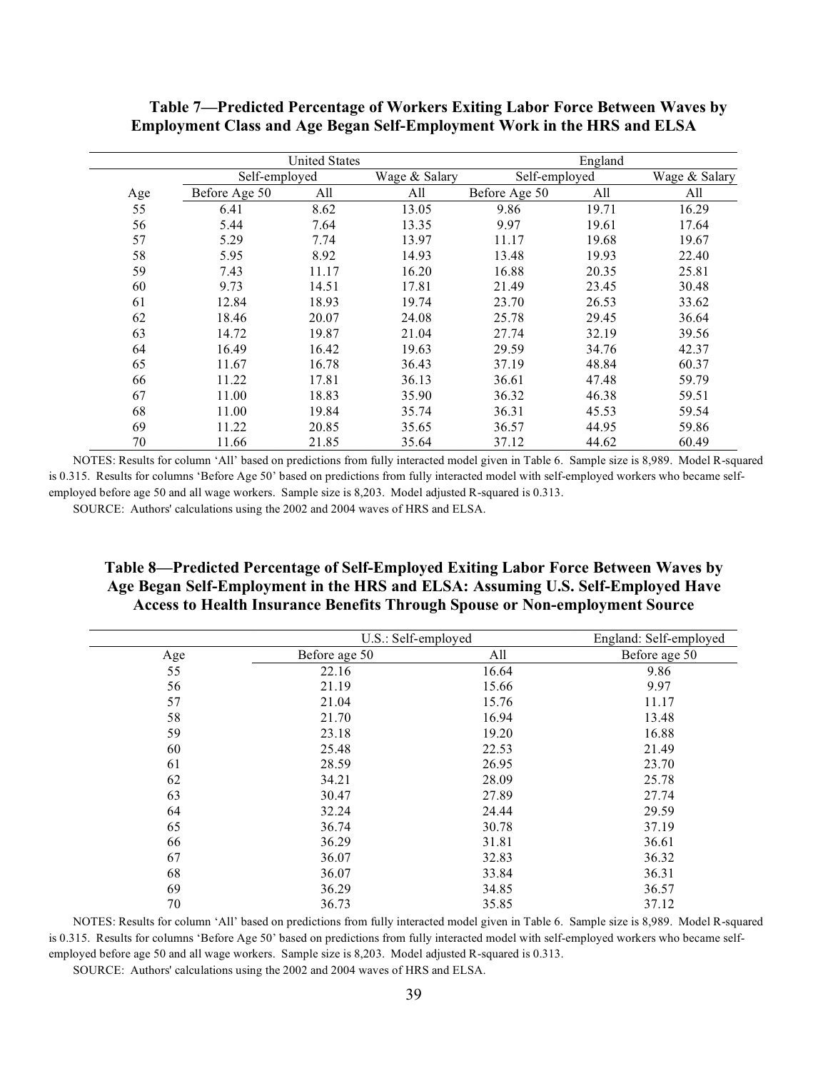**Table 7—Predicted Percentage of Workers Exiting Labor Force Between Waves by Employment Class and Age Began Self-Employment Work in the HRS and ELSA**

| | United States | | | England | | |
|---|---|---|---|---|---|---|
| | Self-employed | | Wage & Salary | Self-employed | | Wage & Salary |
| Age | Before Age 50 | All | All | Before Age 50 | All | All |
| 55 | 6.41 | 8.62 | 13.05 | 9.86 | 19.71 | 16.29 |
| 56 | 5.44 | 7.64 | 13.35 | 9.97 | 19.61 | 17.64 |
| 57 | 5.29 | 7.74 | 13.97 | 11.17 | 19.68 | 19.67 |
| 58 | 5.95 | 8.92 | 14.93 | 13.48 | 19.93 | 22.40 |
| 59 | 7.43 | 11.17 | 16.20 | 16.88 | 20.35 | 25.81 |
| 60 | 9.73 | 14.51 | 17.81 | 21.49 | 23.45 | 30.48 |
| 61 | 12.84 | 18.93 | 19.74 | 23.70 | 26.53 | 33.62 |
| 62 | 18.46 | 20.07 | 24.08 | 25.78 | 29.45 | 36.64 |
| 63 | 14.72 | 19.87 | 21.04 | 27.74 | 32.19 | 39.56 |
| 64 | 16.49 | 16.42 | 19.63 | 29.59 | 34.76 | 42.37 |
| 65 | 11.67 | 16.78 | 36.43 | 37.19 | 48.84 | 60.37 |
| 66 | 11.22 | 17.81 | 36.13 | 36.61 | 47.48 | 59.79 |
| 67 | 11.00 | 18.83 | 35.90 | 36.32 | 46.38 | 59.51 |
| 68 | 11.00 | 19.84 | 35.74 | 36.31 | 45.53 | 59.54 |
| 69 | 11.22 | 20.85 | 35.65 | 36.57 | 44.95 | 59.86 |
| 70 | 11.66 | 21.85 | 35.64 | 37.12 | 44.62 | 60.49 |

NOTES: Results for column 'All' based on predictions from fully interacted model given in Table 6. Sample size is 8,989. Model R-squared is 0.315. Results for columns 'Before Age 50' based on predictions from fully interacted model with self-employed workers who became self-employed before age 50 and all wage workers. Sample size is 8,203. Model adjusted R-squared is 0.313.

SOURCE: Authors' calculations using the 2002 and 2004 waves of HRS and ELSA.

**Table 8—Predicted Percentage of Self-Employed Exiting Labor Force Between Waves by Age Began Self-Employment in the HRS and ELSA: Assuming U.S. Self-Employed Have Access to Health Insurance Benefits Through Spouse or Non-employment Source**

| | U.S.: Self-employed | | England: Self-employed |
|---|---|---|---|
| Age | Before age 50 | All | Before age 50 |
| 55 | 22.16 | 16.64 | 9.86 |
| 56 | 21.19 | 15.66 | 9.97 |
| 57 | 21.04 | 15.76 | 11.17 |
| 58 | 21.70 | 16.94 | 13.48 |
| 59 | 23.18 | 19.20 | 16.88 |
| 60 | 25.48 | 22.53 | 21.49 |
| 61 | 28.59 | 26.95 | 23.70 |
| 62 | 34.21 | 28.09 | 25.78 |
| 63 | 30.47 | 27.89 | 27.74 |
| 64 | 32.24 | 24.44 | 29.59 |
| 65 | 36.74 | 30.78 | 37.19 |
| 66 | 36.29 | 31.81 | 36.61 |
| 67 | 36.07 | 32.83 | 36.32 |
| 68 | 36.07 | 33.84 | 36.31 |
| 69 | 36.29 | 34.85 | 36.57 |
| 70 | 36.73 | 35.85 | 37.12 |

NOTES: Results for column 'All' based on predictions from fully interacted model given in Table 6. Sample size is 8,989. Model R-squared is 0.315. Results for columns 'Before Age 50' based on predictions from fully interacted model with self-employed workers who became self-employed before age 50 and all wage workers. Sample size is 8,203. Model adjusted R-squared is 0.313.

SOURCE: Authors' calculations using the 2002 and 2004 waves of HRS and ELSA.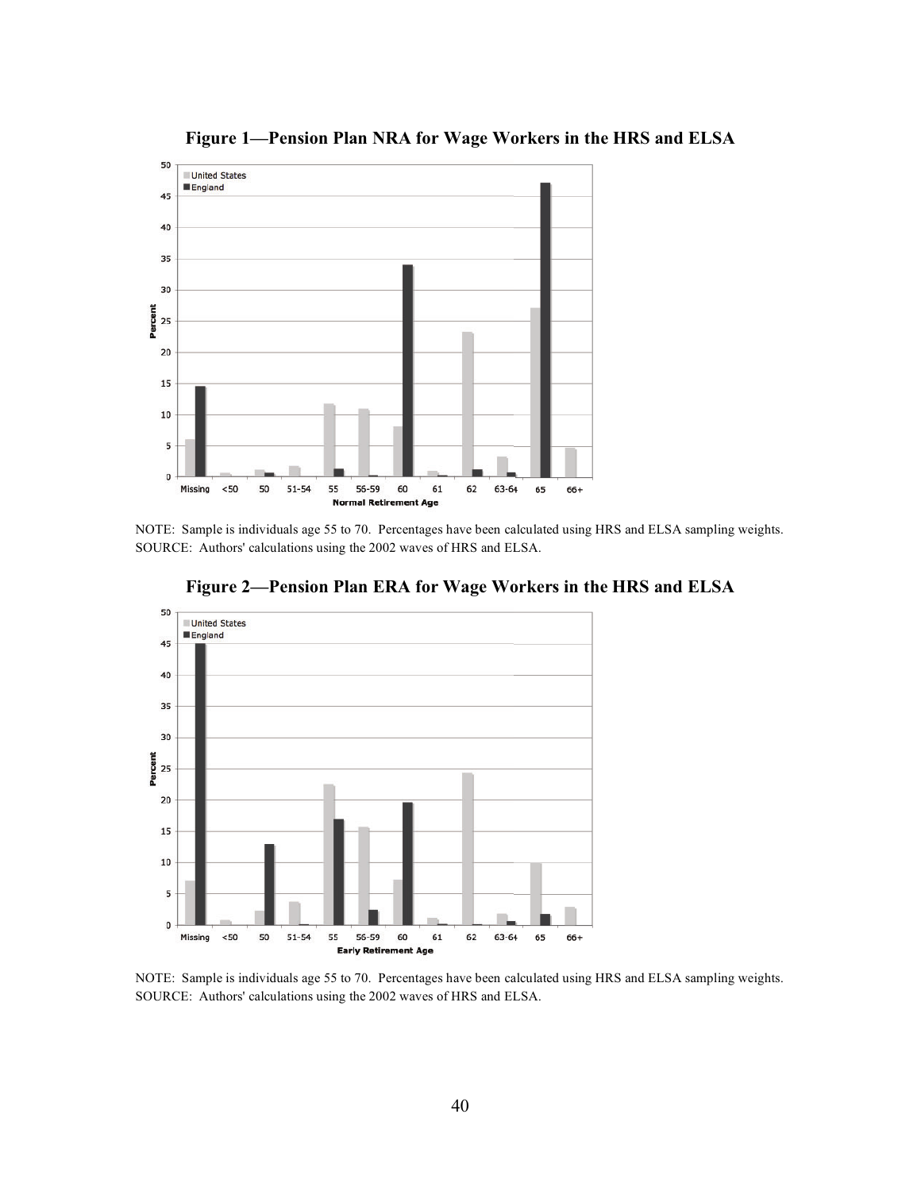**Figure 1—Pension Plan NRA for Wage Workers in the HRS and ELSA**

NOTE: Sample is individuals age 55 to 70. Percentages have been calculated using HRS and ELSA sampling weights.
SOURCE: Authors' calculations using the 2002 waves of HRS and ELSA.

**Figure 2—Pension Plan ERA for Wage Workers in the HRS and ELSA**

NOTE: Sample is individuals age 55 to 70. Percentages have been calculated using HRS and ELSA sampling weights.
SOURCE: Authors' calculations using the 2002 waves of HRS and ELSA.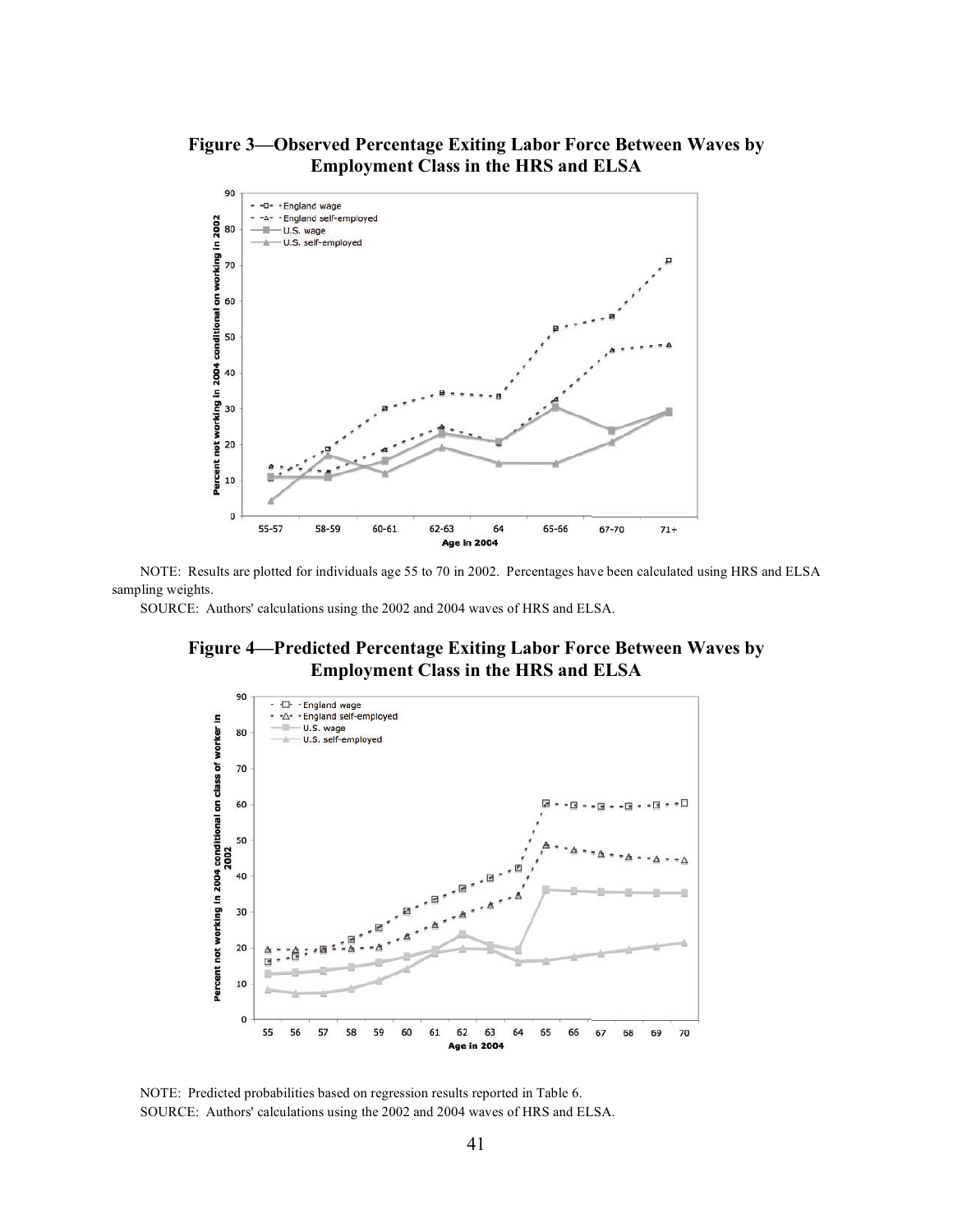**Figure 3—Observed Percentage Exiting Labor Force Between Waves by Employment Class in the HRS and ELSA**

NOTE: Results are plotted for individuals age 55 to 70 in 2002. Percentages have been calculated using HRS and ELSA sampling weights.

SOURCE: Authors' calculations using the 2002 and 2004 waves of HRS and ELSA.

**Figure 4—Predicted Percentage Exiting Labor Force Between Waves by Employment Class in the HRS and ELSA**

NOTE: Predicted probabilities based on regression results reported in Table 6.

SOURCE: Authors' calculations using the 2002 and 2004 waves of HRS and ELSA.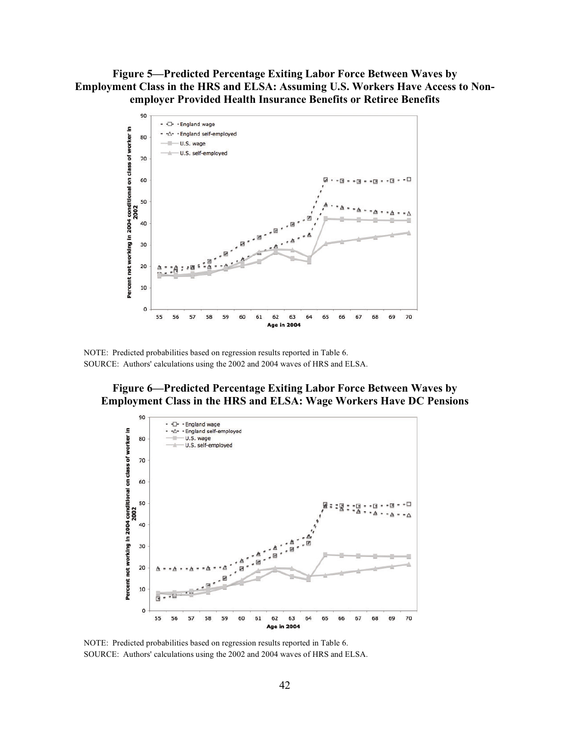**Figure 5—Predicted Percentage Exiting Labor Force Between Waves by Employment Class in the HRS and ELSA: Assuming U.S. Workers Have Access to Non-employer Provided Health Insurance Benefits or Retiree Benefits**

NOTE: Predicted probabilities based on regression results reported in Table 6.
SOURCE: Authors' calculations using the 2002 and 2004 waves of HRS and ELSA.

**Figure 6—Predicted Percentage Exiting Labor Force Between Waves by Employment Class in the HRS and ELSA: Wage Workers Have DC Pensions**

NOTE: Predicted probabilities based on regression results reported in Table 6.
SOURCE: Authors' calculations using the 2002 and 2004 waves of HRS and ELSA.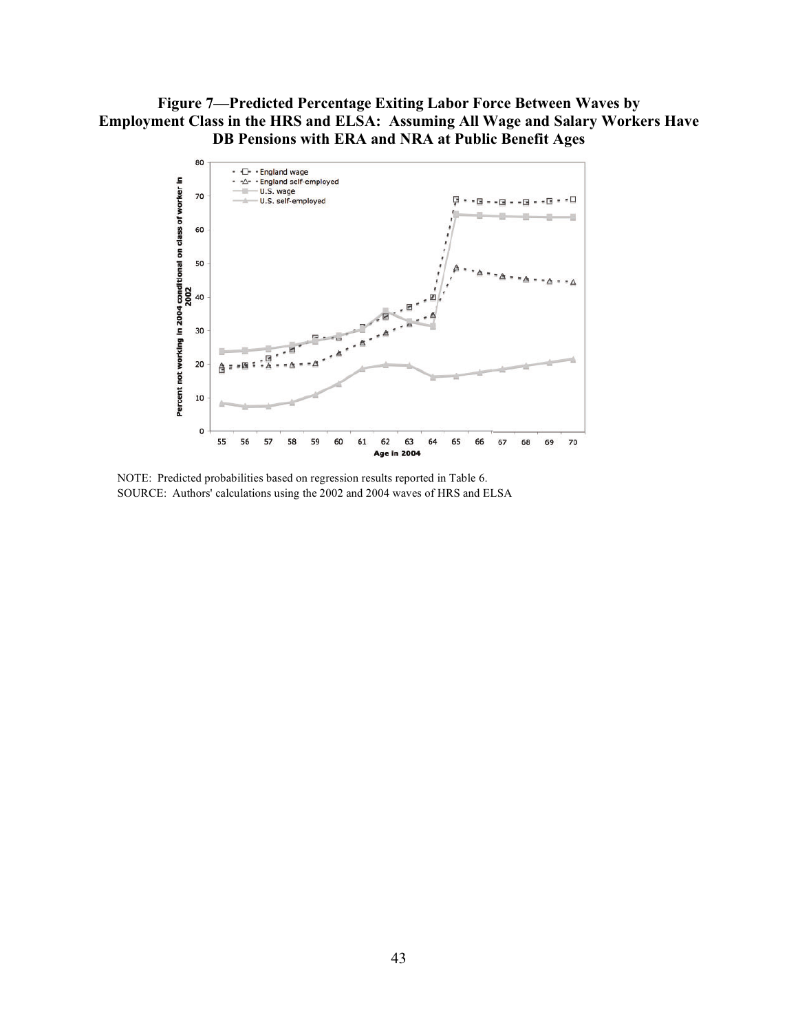**Figure 7—Predicted Percentage Exiting Labor Force Between Waves by Employment Class in the HRS and ELSA: Assuming All Wage and Salary Workers Have DB Pensions with ERA and NRA at Public Benefit Ages**

England wage
England self-employed
U.S. wage
U.S. self-employed

Percent not working in 2004 conditional on class of worker in 2002

0
10
20
30
40
50
60
70
80

55 56 57 58 59 60 61 62 63 64 65 66 67 68 69 70

Age in 2004

NOTE: Predicted probabilities based on regression results reported in Table 6.
SOURCE: Authors' calculations using the 2002 and 2004 waves of HRS and ELSA